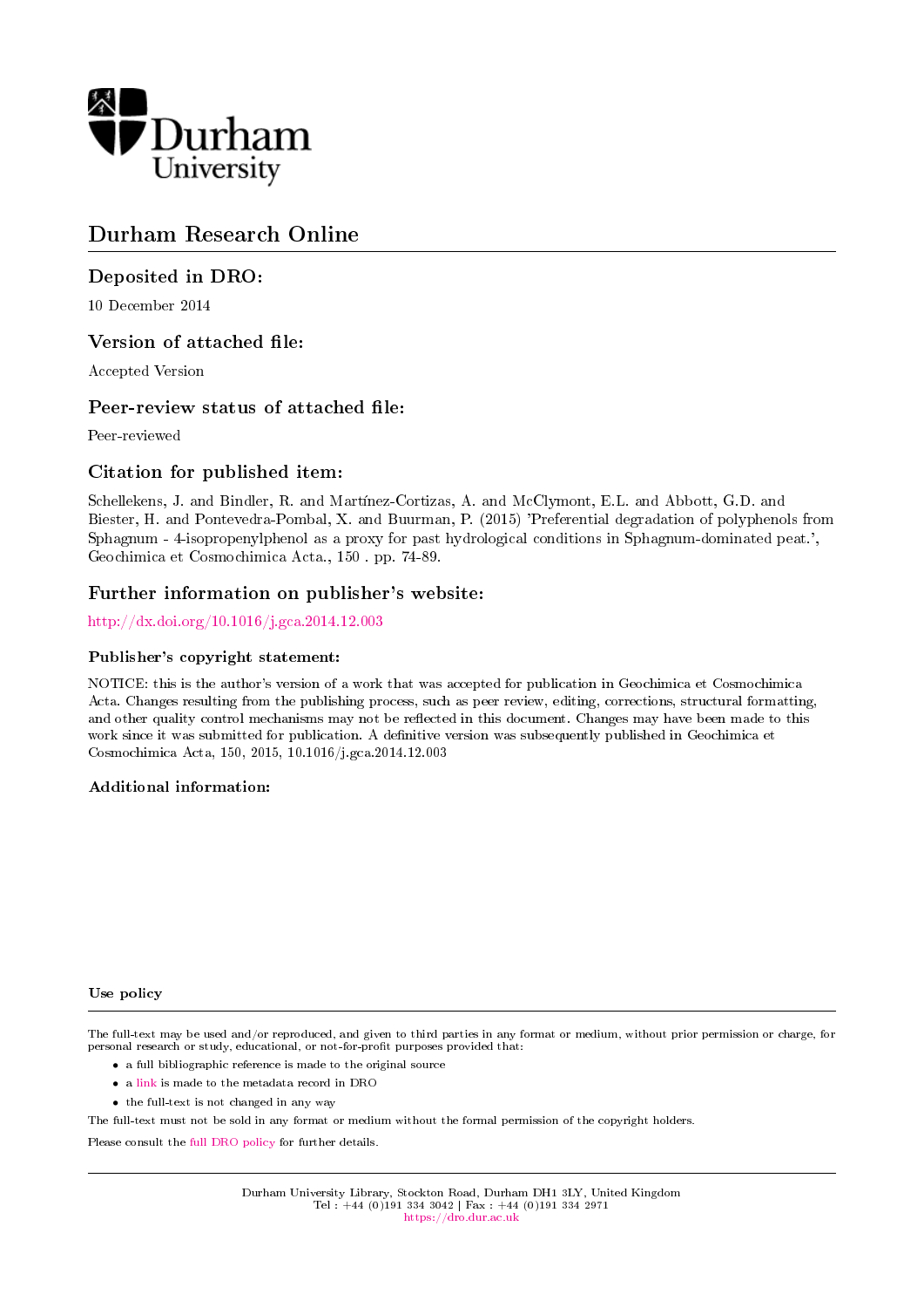Durham University

# Durham Research Online

## Deposited in DRO:

10 December 2014

## Version of attached file:

Accepted Version

## Peer-review status of attached file:

Peer-reviewed

## Citation for published item:

Schellekens, J. and Bindler, R. and Martínez-Cortizas, A. and McClymont, E.L. and Abbott, G.D. and Biester, H. and Pontevedra-Pombal, X. and Buurman, P. (2015) 'Preferential degradation of polyphenols from Sphagnum - 4-isopropenylphenol as a proxy for past hydrological conditions in Sphagnum-dominated peat.', Geochimica et Cosmochimica Acta., 150 . pp. 74-89.

## Further information on publisher's website:

http://dx.doi.org/10.1016/j.gca.2014.12.003

### Publisher's copyright statement:

NOTICE: this is the author's version of a work that was accepted for publication in Geochimica et Cosmochimica Acta. Changes resulting from the publishing process, such as peer review, editing, corrections, structural formatting, and other quality control mechanisms may not be reflected in this document. Changes may have been made to this work since it was submitted for publication. A definitive version was subsequently published in Geochimica et Cosmochimica Acta, 150, 2015, 10.1016/j.gca.2014.12.003

### Additional information:

### Use policy

The full-text may be used and/or reproduced, and given to third parties in any format or medium, without prior permission or charge, for personal research or study, educational, or not-for-profit purposes provided that:

- a full bibliographic reference is made to the original source
- a link is made to the metadata record in DRO
- the full-text is not changed in any way

The full-text must not be sold in any format or medium without the formal permission of the copyright holders.

Please consult the full DRO policy for further details.

Durham University Library, Stockton Road, Durham DH1 3LY, United Kingdom
Tel : +44 (0)191 334 3042 | Fax : +44 (0)191 334 2971
https://dro.dur.ac.uk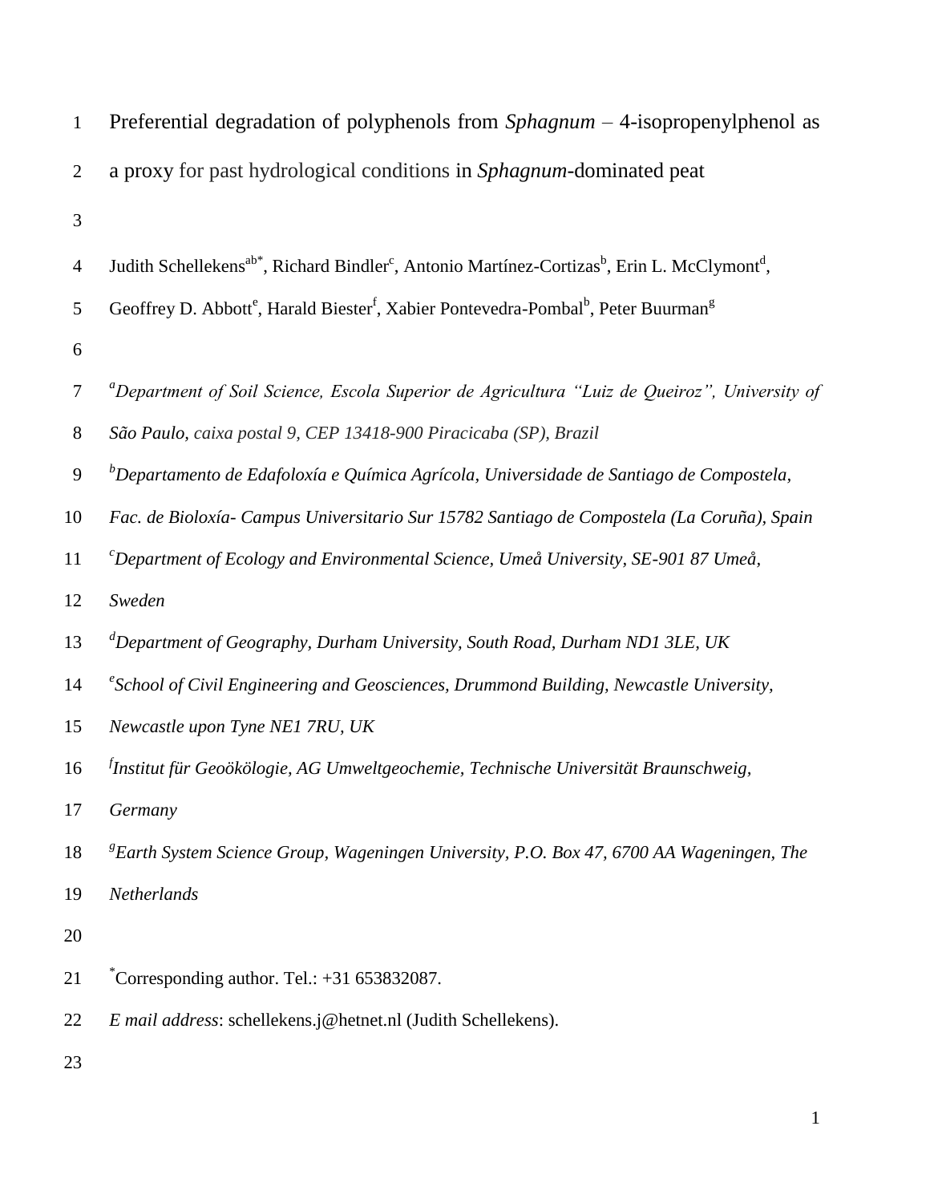# Preferential degradation of polyphenols from *Sphagnum* – 4-isopropenylphenol as a proxy for past hydrological conditions in *Sphagnum*-dominated peat

Judith Schellekens[ab*], Richard Bindler[c], Antonio Martínez-Cortizas[b], Erin L. McClymont[d], Geoffrey D. Abbott[e], Harald Biester[f], Xabier Pontevedra-Pombal[b], Peter Buurman[g]

[a]*Department of Soil Science, Escola Superior de Agricultura "Luiz de Queiroz", University of São Paulo, caixa postal 9, CEP 13418-900 Piracicaba (SP), Brazil*

[b]*Departamento de Edafoloxía e Química Agrícola, Universidade de Santiago de Compostela, Fac. de Bioloxía- Campus Universitario Sur 15782 Santiago de Compostela (La Coruña), Spain*

[c]*Department of Ecology and Environmental Science, Umeå University, SE-901 87 Umeå, Sweden*

[d]*Department of Geography, Durham University, South Road, Durham ND1 3LE, UK*

[e]*School of Civil Engineering and Geosciences, Drummond Building, Newcastle University, Newcastle upon Tyne NE1 7RU, UK*

[f]*Institut für Geoökologie, AG Umweltgeochemie, Technische Universität Braunschweig, Germany*

[g]*Earth System Science Group, Wageningen University, P.O. Box 47, 6700 AA Wageningen, The Netherlands*

[*]Corresponding author. Tel.: +31 653832087.

*E mail address*: schellekens.j@hetnet.nl (Judith Schellekens).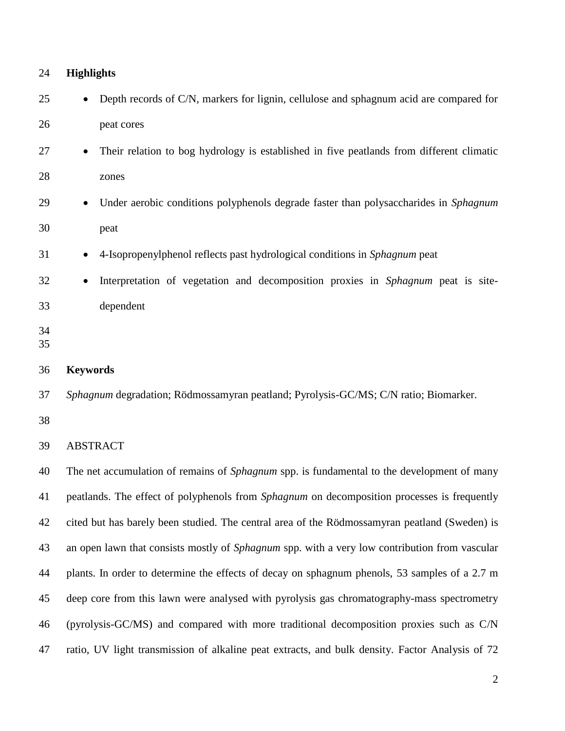**Highlights**

- Depth records of C/N, markers for lignin, cellulose and sphagnum acid are compared for peat cores
- Their relation to bog hydrology is established in five peatlands from different climatic zones
- Under aerobic conditions polyphenols degrade faster than polysaccharides in *Sphagnum* peat
- 4-Isopropenylphenol reflects past hydrological conditions in *Sphagnum* peat
- Interpretation of vegetation and decomposition proxies in *Sphagnum* peat is site-dependent

**Keywords**

*Sphagnum* degradation; Rödmossamyran peatland; Pyrolysis-GC/MS; C/N ratio; Biomarker.

ABSTRACT

The net accumulation of remains of *Sphagnum* spp. is fundamental to the development of many peatlands. The effect of polyphenols from *Sphagnum* on decomposition processes is frequently cited but has barely been studied. The central area of the Rödmossamyran peatland (Sweden) is an open lawn that consists mostly of *Sphagnum* spp. with a very low contribution from vascular plants. In order to determine the effects of decay on sphagnum phenols, 53 samples of a 2.7 m deep core from this lawn were analysed with pyrolysis gas chromatography-mass spectrometry (pyrolysis-GC/MS) and compared with more traditional decomposition proxies such as C/N ratio, UV light transmission of alkaline peat extracts, and bulk density. Factor Analysis of 72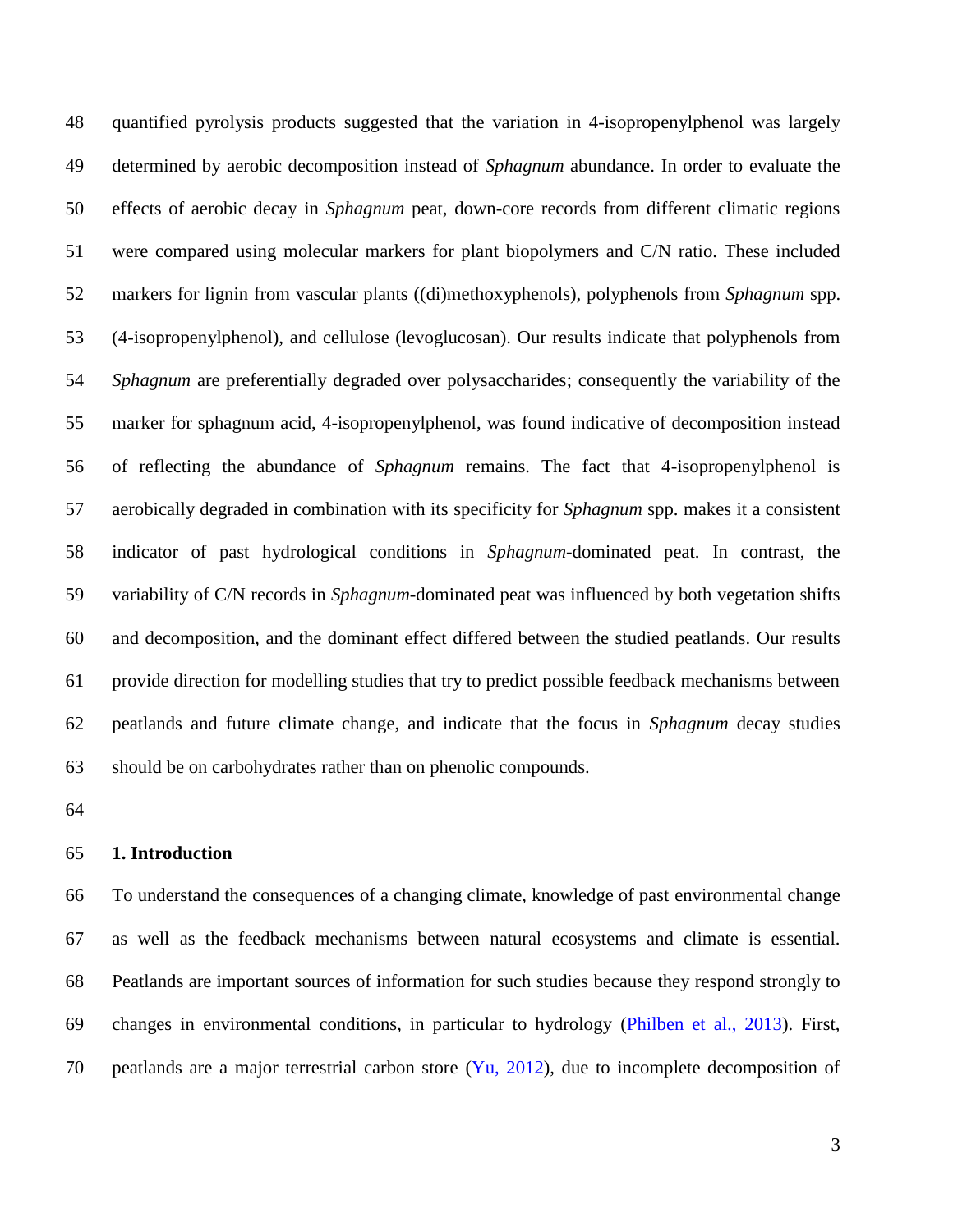quantified pyrolysis products suggested that the variation in 4-isopropenylphenol was largely determined by aerobic decomposition instead of *Sphagnum* abundance. In order to evaluate the effects of aerobic decay in *Sphagnum* peat, down-core records from different climatic regions were compared using molecular markers for plant biopolymers and C/N ratio. These included markers for lignin from vascular plants ((di)methoxyphenols), polyphenols from *Sphagnum* spp. (4-isopropenylphenol), and cellulose (levoglucosan). Our results indicate that polyphenols from *Sphagnum* are preferentially degraded over polysaccharides; consequently the variability of the marker for sphagnum acid, 4-isopropenylphenol, was found indicative of decomposition instead of reflecting the abundance of *Sphagnum* remains. The fact that 4-isopropenylphenol is aerobically degraded in combination with its specificity for *Sphagnum* spp. makes it a consistent indicator of past hydrological conditions in *Sphagnum*-dominated peat. In contrast, the variability of C/N records in *Sphagnum*-dominated peat was influenced by both vegetation shifts and decomposition, and the dominant effect differed between the studied peatlands. Our results provide direction for modelling studies that try to predict possible feedback mechanisms between peatlands and future climate change, and indicate that the focus in *Sphagnum* decay studies should be on carbohydrates rather than on phenolic compounds.

## 1. Introduction

To understand the consequences of a changing climate, knowledge of past environmental change as well as the feedback mechanisms between natural ecosystems and climate is essential. Peatlands are important sources of information for such studies because they respond strongly to changes in environmental conditions, in particular to hydrology (Philben et al., 2013). First, peatlands are a major terrestrial carbon store (Yu, 2012), due to incomplete decomposition of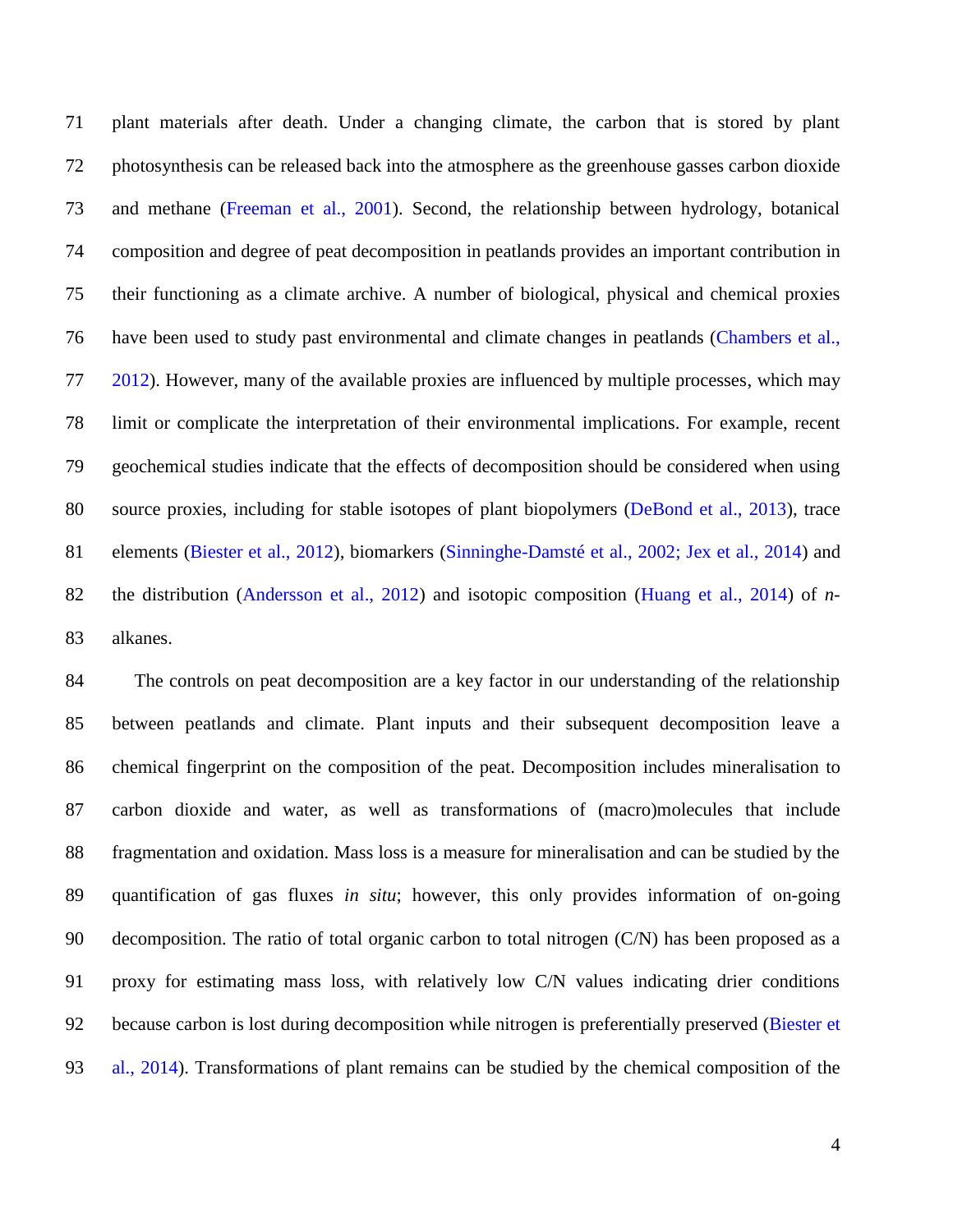plant materials after death. Under a changing climate, the carbon that is stored by plant photosynthesis can be released back into the atmosphere as the greenhouse gasses carbon dioxide and methane (Freeman et al., 2001). Second, the relationship between hydrology, botanical composition and degree of peat decomposition in peatlands provides an important contribution in their functioning as a climate archive. A number of biological, physical and chemical proxies have been used to study past environmental and climate changes in peatlands (Chambers et al., 2012). However, many of the available proxies are influenced by multiple processes, which may limit or complicate the interpretation of their environmental implications. For example, recent geochemical studies indicate that the effects of decomposition should be considered when using source proxies, including for stable isotopes of plant biopolymers (DeBond et al., 2013), trace elements (Biester et al., 2012), biomarkers (Sinninghe-Damsté et al., 2002; Jex et al., 2014) and the distribution (Andersson et al., 2012) and isotopic composition (Huang et al., 2014) of *n*-alkanes.

The controls on peat decomposition are a key factor in our understanding of the relationship between peatlands and climate. Plant inputs and their subsequent decomposition leave a chemical fingerprint on the composition of the peat. Decomposition includes mineralisation to carbon dioxide and water, as well as transformations of (macro)molecules that include fragmentation and oxidation. Mass loss is a measure for mineralisation and can be studied by the quantification of gas fluxes *in situ*; however, this only provides information of on-going decomposition. The ratio of total organic carbon to total nitrogen (C/N) has been proposed as a proxy for estimating mass loss, with relatively low C/N values indicating drier conditions because carbon is lost during decomposition while nitrogen is preferentially preserved (Biester et al., 2014). Transformations of plant remains can be studied by the chemical composition of the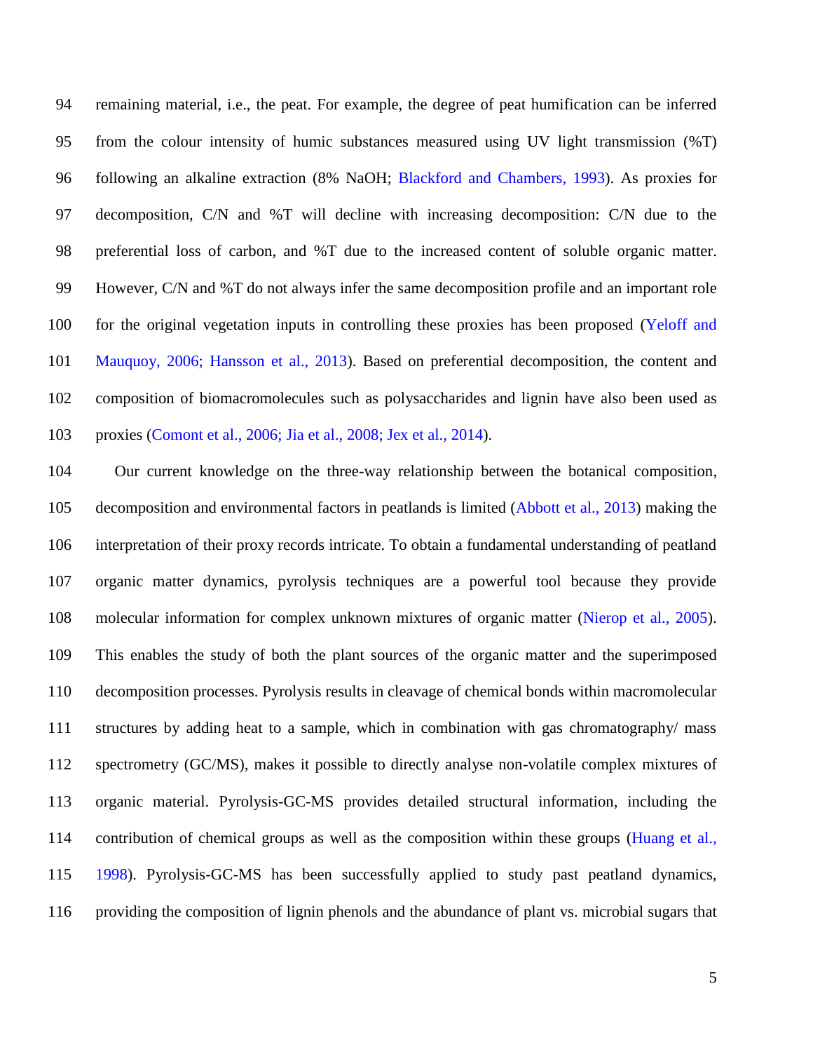remaining material, i.e., the peat. For example, the degree of peat humification can be inferred from the colour intensity of humic substances measured using UV light transmission (%T) following an alkaline extraction (8% NaOH; Blackford and Chambers, 1993). As proxies for decomposition, C/N and %T will decline with increasing decomposition: C/N due to the preferential loss of carbon, and %T due to the increased content of soluble organic matter. However, C/N and %T do not always infer the same decomposition profile and an important role for the original vegetation inputs in controlling these proxies has been proposed (Yeloff and Mauquoy, 2006; Hansson et al., 2013). Based on preferential decomposition, the content and composition of biomacromolecules such as polysaccharides and lignin have also been used as proxies (Comont et al., 2006; Jia et al., 2008; Jex et al., 2014).

Our current knowledge on the three-way relationship between the botanical composition, decomposition and environmental factors in peatlands is limited (Abbott et al., 2013) making the interpretation of their proxy records intricate. To obtain a fundamental understanding of peatland organic matter dynamics, pyrolysis techniques are a powerful tool because they provide molecular information for complex unknown mixtures of organic matter (Nierop et al., 2005). This enables the study of both the plant sources of the organic matter and the superimposed decomposition processes. Pyrolysis results in cleavage of chemical bonds within macromolecular structures by adding heat to a sample, which in combination with gas chromatography/ mass spectrometry (GC/MS), makes it possible to directly analyse non-volatile complex mixtures of organic material. Pyrolysis-GC-MS provides detailed structural information, including the contribution of chemical groups as well as the composition within these groups (Huang et al., 1998). Pyrolysis-GC-MS has been successfully applied to study past peatland dynamics, providing the composition of lignin phenols and the abundance of plant vs. microbial sugars that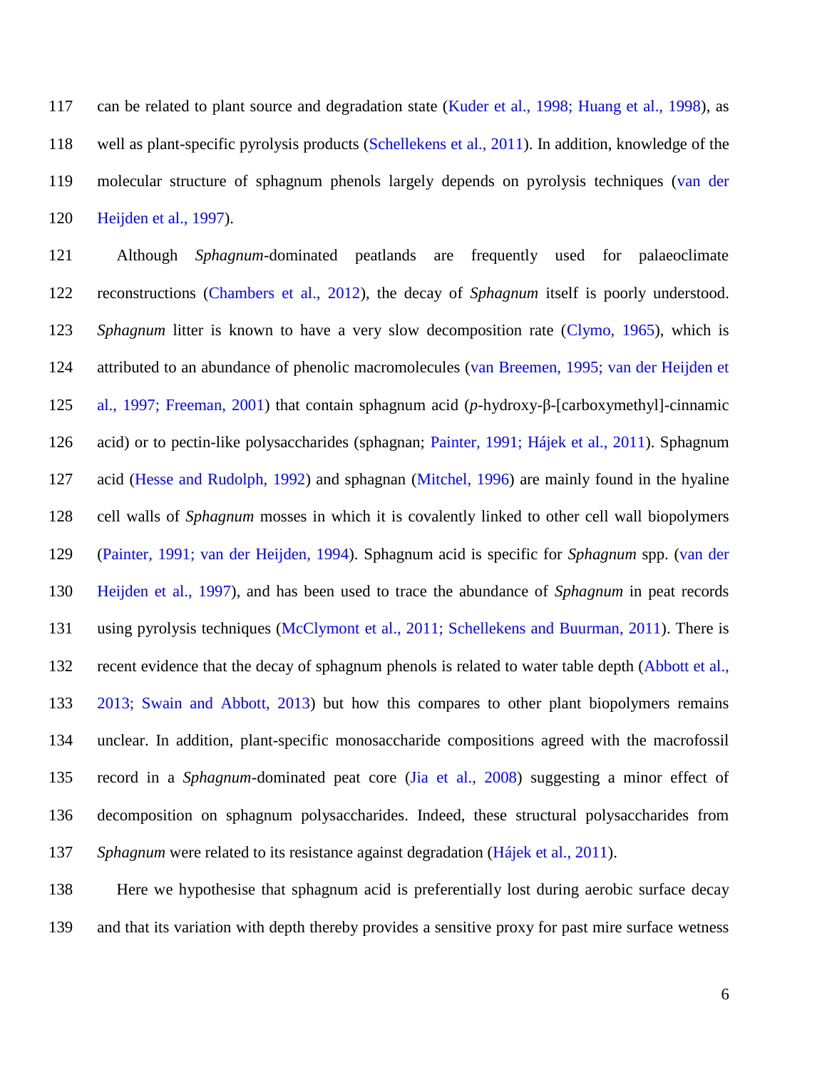can be related to plant source and degradation state (Kuder et al., 1998; Huang et al., 1998), as well as plant-specific pyrolysis products (Schellekens et al., 2011). In addition, knowledge of the molecular structure of sphagnum phenols largely depends on pyrolysis techniques (van der Heijden et al., 1997).

Although *Sphagnum*-dominated peatlands are frequently used for palaeoclimate reconstructions (Chambers et al., 2012), the decay of *Sphagnum* itself is poorly understood. *Sphagnum* litter is known to have a very slow decomposition rate (Clymo, 1965), which is attributed to an abundance of phenolic macromolecules (van Breemen, 1995; van der Heijden et al., 1997; Freeman, 2001) that contain sphagnum acid (*p*-hydroxy-β-[carboxymethyl]-cinnamic acid) or to pectin-like polysaccharides (sphagnan; Painter, 1991; Hájek et al., 2011). Sphagnum acid (Hesse and Rudolph, 1992) and sphagnan (Mitchel, 1996) are mainly found in the hyaline cell walls of *Sphagnum* mosses in which it is covalently linked to other cell wall biopolymers (Painter, 1991; van der Heijden, 1994). Sphagnum acid is specific for *Sphagnum* spp. (van der Heijden et al., 1997), and has been used to trace the abundance of *Sphagnum* in peat records using pyrolysis techniques (McClymont et al., 2011; Schellekens and Buurman, 2011). There is recent evidence that the decay of sphagnum phenols is related to water table depth (Abbott et al., 2013; Swain and Abbott, 2013) but how this compares to other plant biopolymers remains unclear. In addition, plant-specific monosaccharide compositions agreed with the macrofossil record in a *Sphagnum*-dominated peat core (Jia et al., 2008) suggesting a minor effect of decomposition on sphagnum polysaccharides. Indeed, these structural polysaccharides from *Sphagnum* were related to its resistance against degradation (Hájek et al., 2011).

Here we hypothesise that sphagnum acid is preferentially lost during aerobic surface decay and that its variation with depth thereby provides a sensitive proxy for past mire surface wetness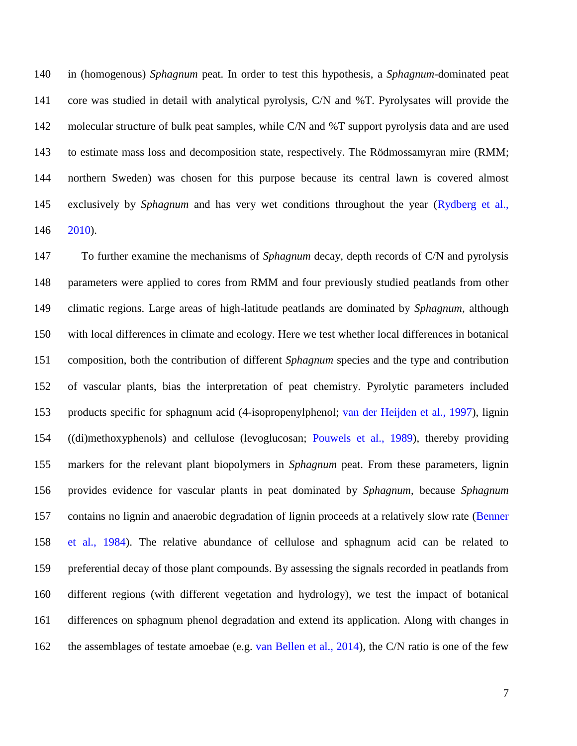in (homogenous) *Sphagnum* peat. In order to test this hypothesis, a *Sphagnum*-dominated peat core was studied in detail with analytical pyrolysis, C/N and %T. Pyrolysates will provide the molecular structure of bulk peat samples, while C/N and %T support pyrolysis data and are used to estimate mass loss and decomposition state, respectively. The Rödmossamyran mire (RMM; northern Sweden) was chosen for this purpose because its central lawn is covered almost exclusively by *Sphagnum* and has very wet conditions throughout the year (Rydberg et al., 2010).

To further examine the mechanisms of *Sphagnum* decay, depth records of C/N and pyrolysis parameters were applied to cores from RMM and four previously studied peatlands from other climatic regions. Large areas of high-latitude peatlands are dominated by *Sphagnum*, although with local differences in climate and ecology. Here we test whether local differences in botanical composition, both the contribution of different *Sphagnum* species and the type and contribution of vascular plants, bias the interpretation of peat chemistry. Pyrolytic parameters included products specific for sphagnum acid (4-isopropenylphenol; van der Heijden et al., 1997), lignin ((di)methoxyphenols) and cellulose (levoglucosan; Pouwels et al., 1989), thereby providing markers for the relevant plant biopolymers in *Sphagnum* peat. From these parameters, lignin provides evidence for vascular plants in peat dominated by *Sphagnum*, because *Sphagnum* contains no lignin and anaerobic degradation of lignin proceeds at a relatively slow rate (Benner et al., 1984). The relative abundance of cellulose and sphagnum acid can be related to preferential decay of those plant compounds. By assessing the signals recorded in peatlands from different regions (with different vegetation and hydrology), we test the impact of botanical differences on sphagnum phenol degradation and extend its application. Along with changes in the assemblages of testate amoebae (e.g. van Bellen et al., 2014), the C/N ratio is one of the few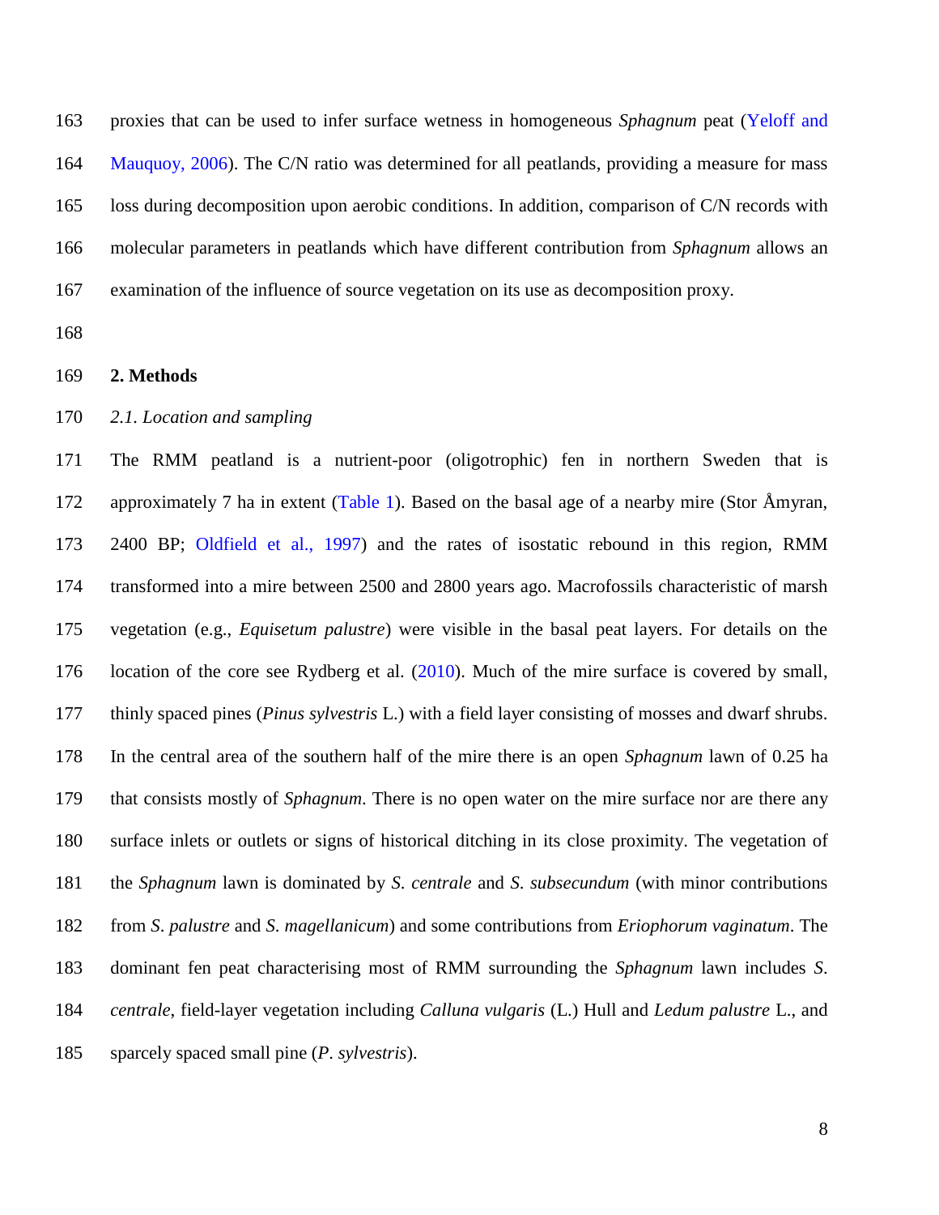proxies that can be used to infer surface wetness in homogeneous *Sphagnum* peat (Yeloff and Mauquoy, 2006). The C/N ratio was determined for all peatlands, providing a measure for mass loss during decomposition upon aerobic conditions. In addition, comparison of C/N records with molecular parameters in peatlands which have different contribution from *Sphagnum* allows an examination of the influence of source vegetation on its use as decomposition proxy.

## 2. Methods

### *2.1. Location and sampling*

The RMM peatland is a nutrient-poor (oligotrophic) fen in northern Sweden that is approximately 7 ha in extent (Table 1). Based on the basal age of a nearby mire (Stor Åmyran, 2400 BP; Oldfield et al., 1997) and the rates of isostatic rebound in this region, RMM transformed into a mire between 2500 and 2800 years ago. Macrofossils characteristic of marsh vegetation (e.g., *Equisetum palustre*) were visible in the basal peat layers. For details on the location of the core see Rydberg et al. (2010). Much of the mire surface is covered by small, thinly spaced pines (*Pinus sylvestris* L.) with a field layer consisting of mosses and dwarf shrubs. In the central area of the southern half of the mire there is an open *Sphagnum* lawn of 0.25 ha that consists mostly of *Sphagnum*. There is no open water on the mire surface nor are there any surface inlets or outlets or signs of historical ditching in its close proximity. The vegetation of the *Sphagnum* lawn is dominated by *S. centrale* and *S. subsecundum* (with minor contributions from *S. palustre* and *S. magellanicum*) and some contributions from *Eriophorum vaginatum*. The dominant fen peat characterising most of RMM surrounding the *Sphagnum* lawn includes *S. centrale*, field-layer vegetation including *Calluna vulgaris* (L.) Hull and *Ledum palustre* L., and sparcely spaced small pine (*P. sylvestris*).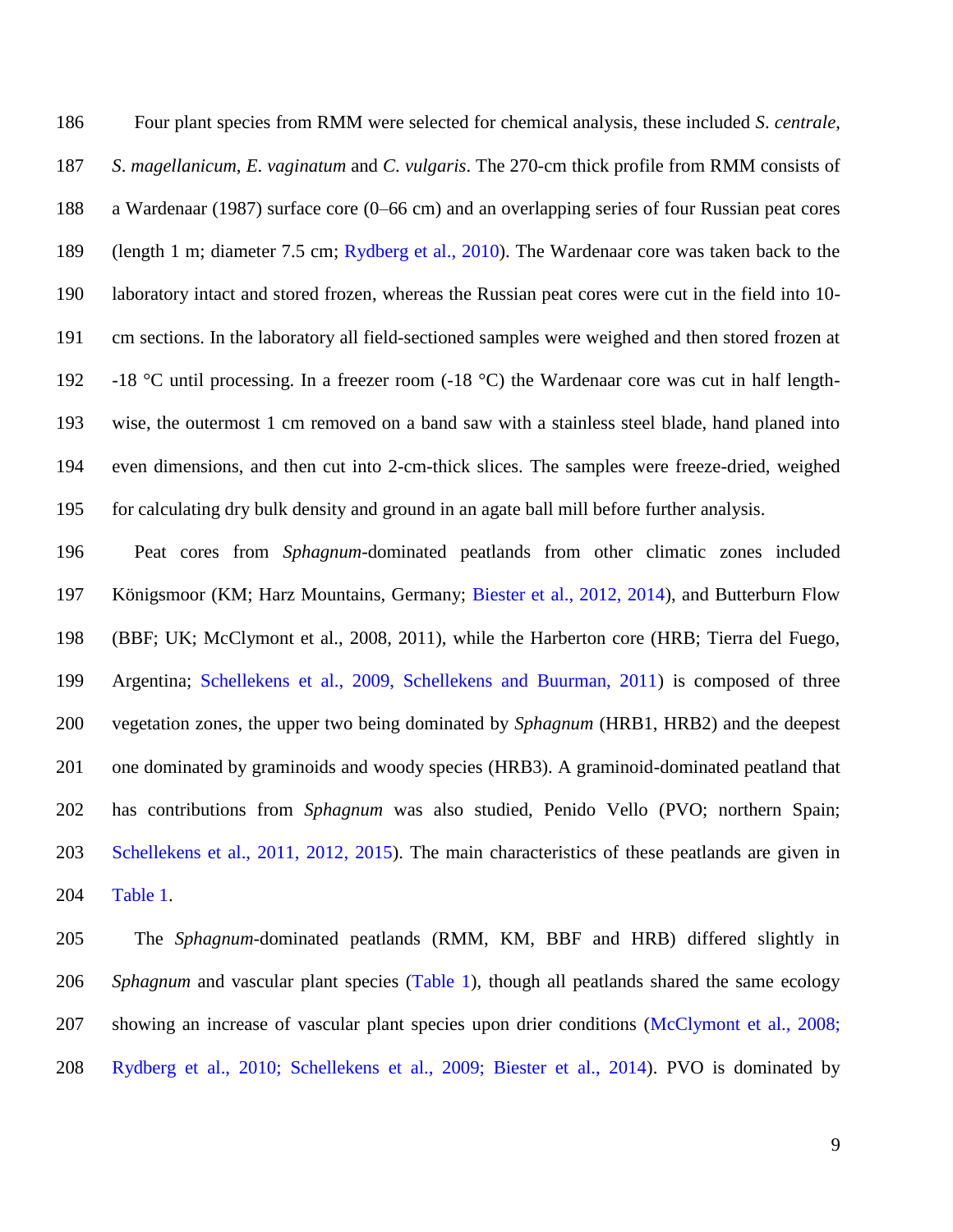Four plant species from RMM were selected for chemical analysis, these included *S. centrale*, *S. magellanicum*, *E. vaginatum* and *C. vulgaris*. The 270-cm thick profile from RMM consists of a Wardenaar (1987) surface core (0–66 cm) and an overlapping series of four Russian peat cores (length 1 m; diameter 7.5 cm; Rydberg et al., 2010). The Wardenaar core was taken back to the laboratory intact and stored frozen, whereas the Russian peat cores were cut in the field into 10-cm sections. In the laboratory all field-sectioned samples were weighed and then stored frozen at -18 °C until processing. In a freezer room (-18 °C) the Wardenaar core was cut in half length-wise, the outermost 1 cm removed on a band saw with a stainless steel blade, hand planed into even dimensions, and then cut into 2-cm-thick slices. The samples were freeze-dried, weighed for calculating dry bulk density and ground in an agate ball mill before further analysis.

Peat cores from *Sphagnum*-dominated peatlands from other climatic zones included Königsmoor (KM; Harz Mountains, Germany; Biester et al., 2012, 2014), and Butterburn Flow (BBF; UK; McClymont et al., 2008, 2011), while the Harberton core (HRB; Tierra del Fuego, Argentina; Schellekens et al., 2009, Schellekens and Buurman, 2011) is composed of three vegetation zones, the upper two being dominated by *Sphagnum* (HRB1, HRB2) and the deepest one dominated by graminoids and woody species (HRB3). A graminoid-dominated peatland that has contributions from *Sphagnum* was also studied, Penido Vello (PVO; northern Spain; Schellekens et al., 2011, 2012, 2015). The main characteristics of these peatlands are given in Table 1.

The *Sphagnum*-dominated peatlands (RMM, KM, BBF and HRB) differed slightly in *Sphagnum* and vascular plant species (Table 1), though all peatlands shared the same ecology showing an increase of vascular plant species upon drier conditions (McClymont et al., 2008; Rydberg et al., 2010; Schellekens et al., 2009; Biester et al., 2014). PVO is dominated by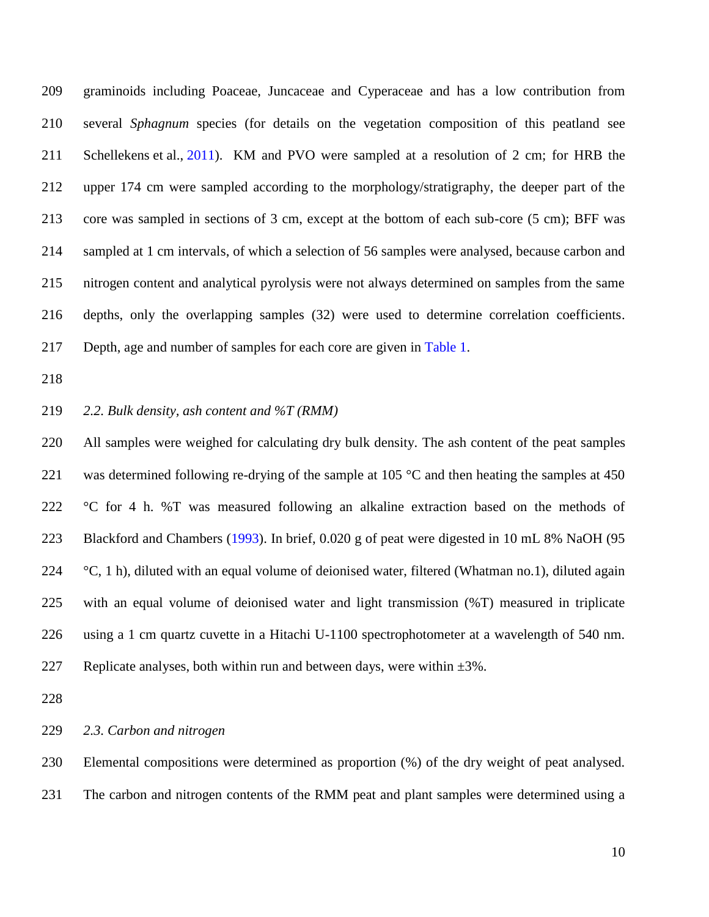graminoids including Poaceae, Juncaceae and Cyperaceae and has a low contribution from several *Sphagnum* species (for details on the vegetation composition of this peatland see Schellekens et al., 2011). KM and PVO were sampled at a resolution of 2 cm; for HRB the upper 174 cm were sampled according to the morphology/stratigraphy, the deeper part of the core was sampled in sections of 3 cm, except at the bottom of each sub-core (5 cm); BFF was sampled at 1 cm intervals, of which a selection of 56 samples were analysed, because carbon and nitrogen content and analytical pyrolysis were not always determined on samples from the same depths, only the overlapping samples (32) were used to determine correlation coefficients. Depth, age and number of samples for each core are given in Table 1.

### *2.2. Bulk density, ash content and %T (RMM)*

All samples were weighed for calculating dry bulk density. The ash content of the peat samples was determined following re-drying of the sample at 105 °C and then heating the samples at 450 °C for 4 h. %T was measured following an alkaline extraction based on the methods of Blackford and Chambers (1993). In brief, 0.020 g of peat were digested in 10 mL 8% NaOH (95 °C, 1 h), diluted with an equal volume of deionised water, filtered (Whatman no.1), diluted again with an equal volume of deionised water and light transmission (%T) measured in triplicate using a 1 cm quartz cuvette in a Hitachi U-1100 spectrophotometer at a wavelength of 540 nm. Replicate analyses, both within run and between days, were within ±3%.

### *2.3. Carbon and nitrogen*

Elemental compositions were determined as proportion (%) of the dry weight of peat analysed. The carbon and nitrogen contents of the RMM peat and plant samples were determined using a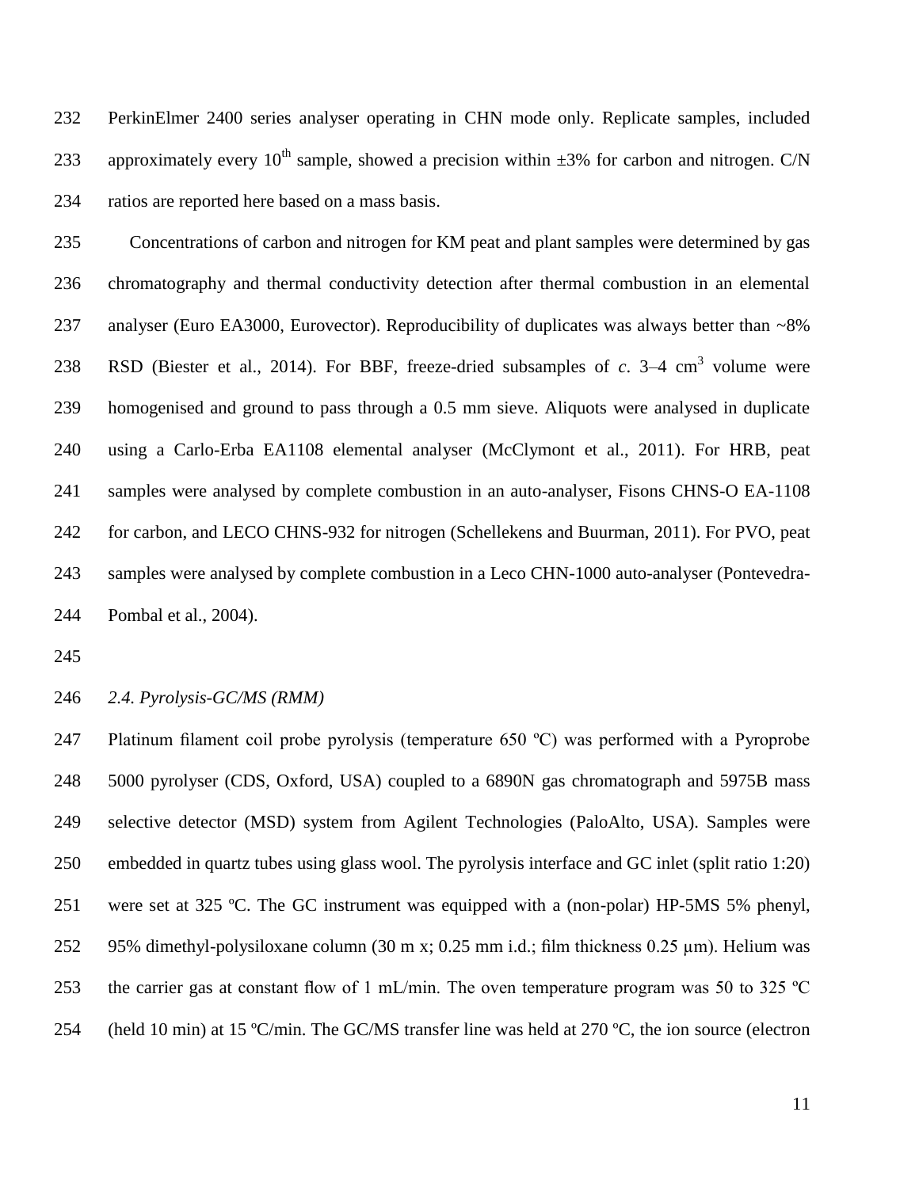PerkinElmer 2400 series analyser operating in CHN mode only. Replicate samples, included approximately every 10th sample, showed a precision within ±3% for carbon and nitrogen. C/N ratios are reported here based on a mass basis.

Concentrations of carbon and nitrogen for KM peat and plant samples were determined by gas chromatography and thermal conductivity detection after thermal combustion in an elemental analyser (Euro EA3000, Eurovector). Reproducibility of duplicates was always better than ~8% RSD (Biester et al., 2014). For BBF, freeze-dried subsamples of *c*. 3–4 $cm^3$ volume were homogenised and ground to pass through a 0.5 mm sieve. Aliquots were analysed in duplicate using a Carlo-Erba EA1108 elemental analyser (McClymont et al., 2011). For HRB, peat samples were analysed by complete combustion in an auto-analyser, Fisons CHNS-O EA-1108 for carbon, and LECO CHNS-932 for nitrogen (Schellekens and Buurman, 2011). For PVO, peat samples were analysed by complete combustion in a Leco CHN-1000 auto-analyser (Pontevedra-Pombal et al., 2004).

### *2.4. Pyrolysis-GC/MS (RMM)*

Platinum filament coil probe pyrolysis (temperature 650 ºC) was performed with a Pyroprobe 5000 pyrolyser (CDS, Oxford, USA) coupled to a 6890N gas chromatograph and 5975B mass selective detector (MSD) system from Agilent Technologies (PaloAlto, USA). Samples were embedded in quartz tubes using glass wool. The pyrolysis interface and GC inlet (split ratio 1:20) were set at 325 ºC. The GC instrument was equipped with a (non-polar) HP-5MS 5% phenyl, 95% dimethyl-polysiloxane column (30 m x; 0.25 mm i.d.; film thickness 0.25 µm). Helium was the carrier gas at constant flow of 1 mL/min. The oven temperature program was 50 to 325 ºC (held 10 min) at 15 ºC/min. The GC/MS transfer line was held at 270 ºC, the ion source (electron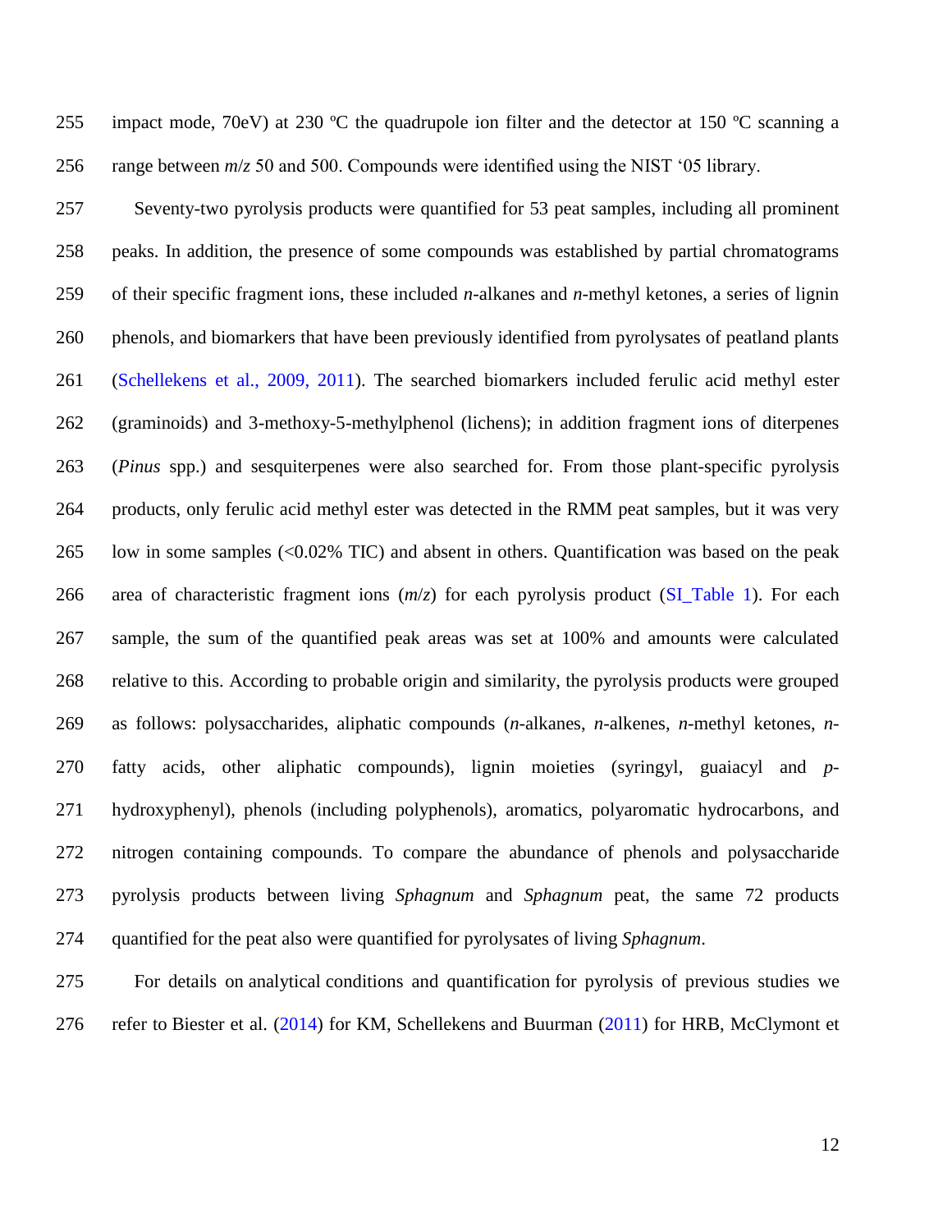impact mode, 70eV) at 230 ºC the quadrupole ion filter and the detector at 150 ºC scanning a range between *m*/*z* 50 and 500. Compounds were identified using the NIST '05 library.

Seventy-two pyrolysis products were quantified for 53 peat samples, including all prominent peaks. In addition, the presence of some compounds was established by partial chromatograms of their specific fragment ions, these included *n*-alkanes and *n*-methyl ketones, a series of lignin phenols, and biomarkers that have been previously identified from pyrolysates of peatland plants (Schellekens et al., 2009, 2011). The searched biomarkers included ferulic acid methyl ester (graminoids) and 3-methoxy-5-methylphenol (lichens); in addition fragment ions of diterpenes (*Pinus* spp.) and sesquiterpenes were also searched for. From those plant-specific pyrolysis products, only ferulic acid methyl ester was detected in the RMM peat samples, but it was very low in some samples (<0.02% TIC) and absent in others. Quantification was based on the peak area of characteristic fragment ions (*m*/*z*) for each pyrolysis product (SI_Table 1). For each sample, the sum of the quantified peak areas was set at 100% and amounts were calculated relative to this. According to probable origin and similarity, the pyrolysis products were grouped as follows: polysaccharides, aliphatic compounds (*n*-alkanes, *n*-alkenes, *n*-methyl ketones, *n*-fatty acids, other aliphatic compounds), lignin moieties (syringyl, guaiacyl and *p*-hydroxyphenyl), phenols (including polyphenols), aromatics, polyaromatic hydrocarbons, and nitrogen containing compounds. To compare the abundance of phenols and polysaccharide pyrolysis products between living *Sphagnum* and *Sphagnum* peat, the same 72 products quantified for the peat also were quantified for pyrolysates of living *Sphagnum*.

For details on analytical conditions and quantification for pyrolysis of previous studies we refer to Biester et al. (2014) for KM, Schellekens and Buurman (2011) for HRB, McClymont et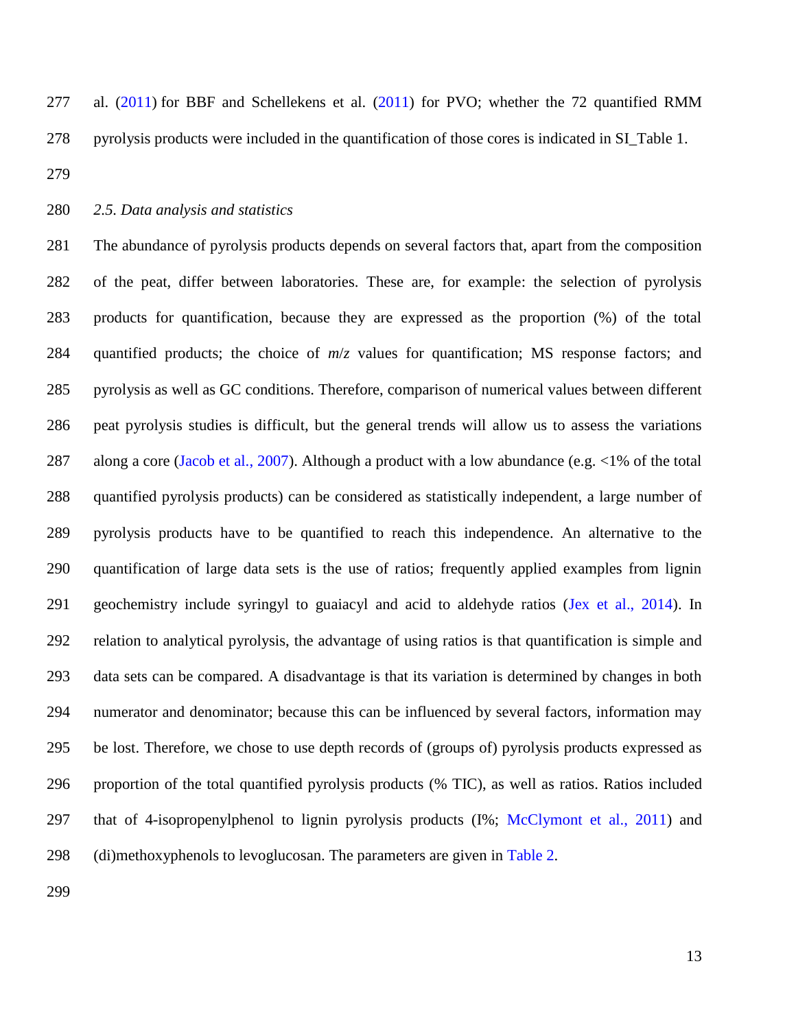al. (2011) for BBF and Schellekens et al. (2011) for PVO; whether the 72 quantified RMM pyrolysis products were included in the quantification of those cores is indicated in SI_Table 1.

### *2.5. Data analysis and statistics*

The abundance of pyrolysis products depends on several factors that, apart from the composition of the peat, differ between laboratories. These are, for example: the selection of pyrolysis products for quantification, because they are expressed as the proportion (%) of the total quantified products; the choice of $m/z$ values for quantification; MS response factors; and pyrolysis as well as GC conditions. Therefore, comparison of numerical values between different peat pyrolysis studies is difficult, but the general trends will allow us to assess the variations along a core (Jacob et al., 2007). Although a product with a low abundance (e.g. <1% of the total quantified pyrolysis products) can be considered as statistically independent, a large number of pyrolysis products have to be quantified to reach this independence. An alternative to the quantification of large data sets is the use of ratios; frequently applied examples from lignin geochemistry include syringyl to guaiacyl and acid to aldehyde ratios (Jex et al., 2014). In relation to analytical pyrolysis, the advantage of using ratios is that quantification is simple and data sets can be compared. A disadvantage is that its variation is determined by changes in both numerator and denominator; because this can be influenced by several factors, information may be lost. Therefore, we chose to use depth records of (groups of) pyrolysis products expressed as proportion of the total quantified pyrolysis products (% TIC), as well as ratios. Ratios included that of 4-isopropenylphenol to lignin pyrolysis products (I%; McClymont et al., 2011) and (di)methoxyphenols to levoglucosan. The parameters are given in Table 2.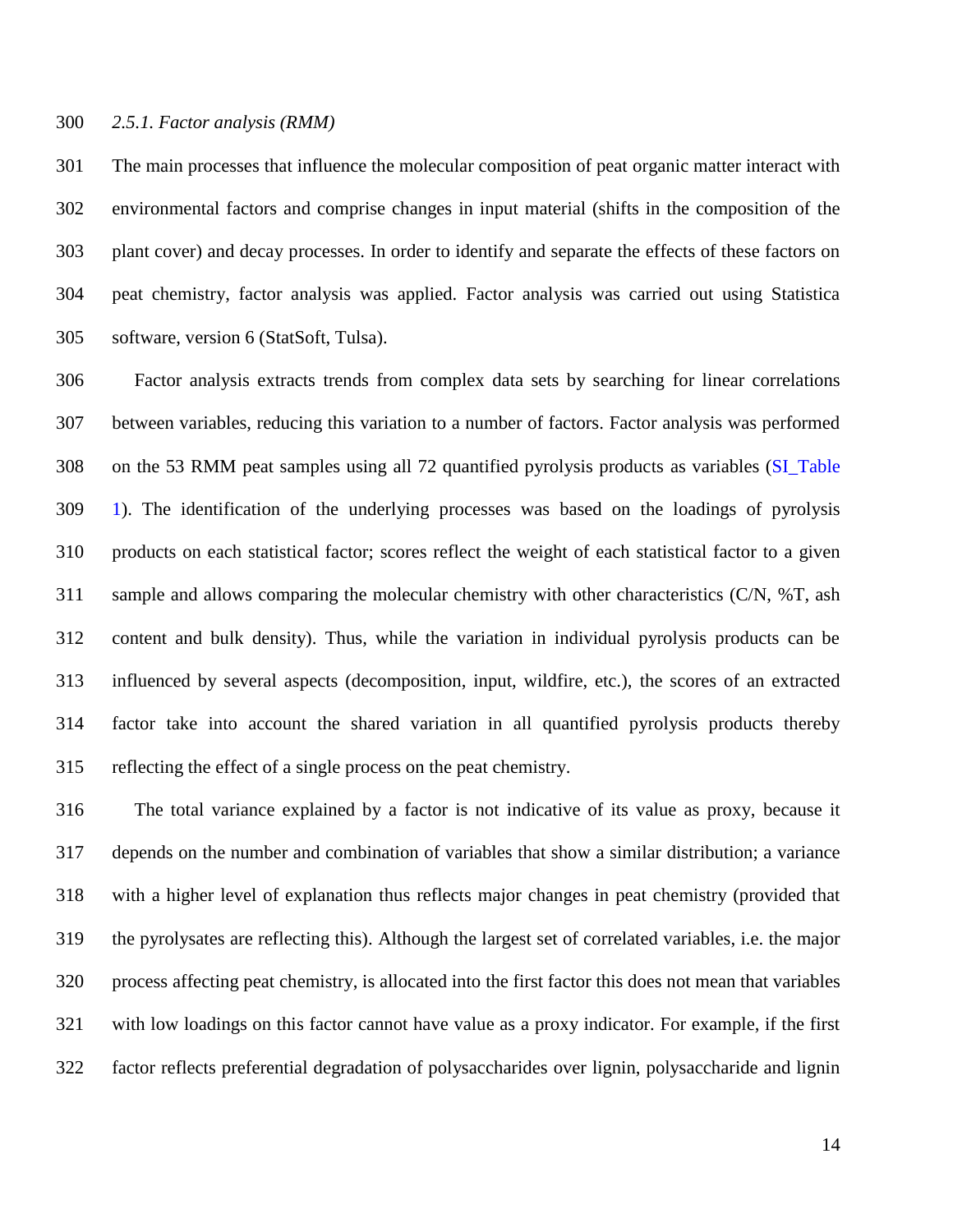*2.5.1. Factor analysis (RMM)*

The main processes that influence the molecular composition of peat organic matter interact with environmental factors and comprise changes in input material (shifts in the composition of the plant cover) and decay processes. In order to identify and separate the effects of these factors on peat chemistry, factor analysis was applied. Factor analysis was carried out using Statistica software, version 6 (StatSoft, Tulsa).

Factor analysis extracts trends from complex data sets by searching for linear correlations between variables, reducing this variation to a number of factors. Factor analysis was performed on the 53 RMM peat samples using all 72 quantified pyrolysis products as variables (SI_Table 1). The identification of the underlying processes was based on the loadings of pyrolysis products on each statistical factor; scores reflect the weight of each statistical factor to a given sample and allows comparing the molecular chemistry with other characteristics (C/N, %T, ash content and bulk density). Thus, while the variation in individual pyrolysis products can be influenced by several aspects (decomposition, input, wildfire, etc.), the scores of an extracted factor take into account the shared variation in all quantified pyrolysis products thereby reflecting the effect of a single process on the peat chemistry.

The total variance explained by a factor is not indicative of its value as proxy, because it depends on the number and combination of variables that show a similar distribution; a variance with a higher level of explanation thus reflects major changes in peat chemistry (provided that the pyrolysates are reflecting this). Although the largest set of correlated variables, i.e. the major process affecting peat chemistry, is allocated into the first factor this does not mean that variables with low loadings on this factor cannot have value as a proxy indicator. For example, if the first factor reflects preferential degradation of polysaccharides over lignin, polysaccharide and lignin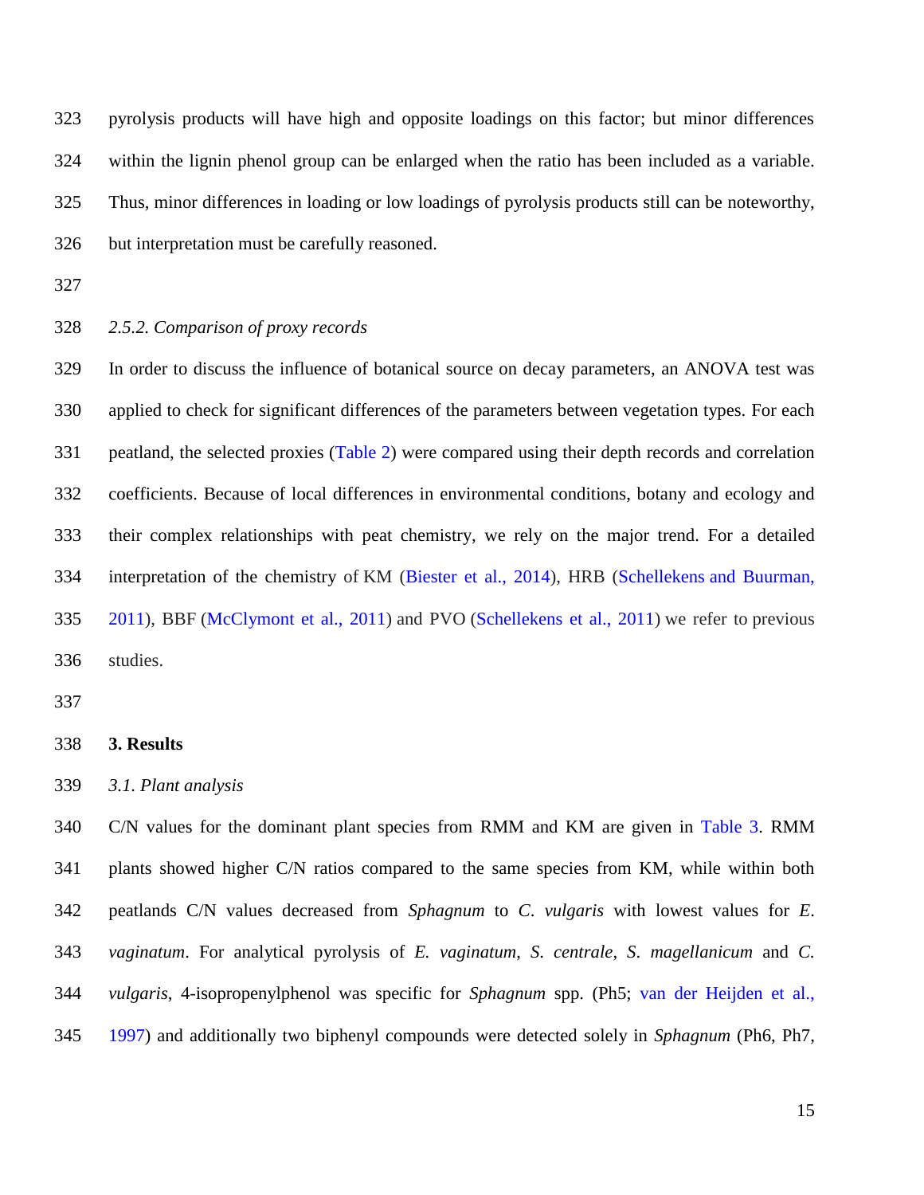pyrolysis products will have high and opposite loadings on this factor; but minor differences within the lignin phenol group can be enlarged when the ratio has been included as a variable. Thus, minor differences in loading or low loadings of pyrolysis products still can be noteworthy, but interpretation must be carefully reasoned.

*2.5.2. Comparison of proxy records*

In order to discuss the influence of botanical source on decay parameters, an ANOVA test was applied to check for significant differences of the parameters between vegetation types. For each peatland, the selected proxies (Table 2) were compared using their depth records and correlation coefficients. Because of local differences in environmental conditions, botany and ecology and their complex relationships with peat chemistry, we rely on the major trend. For a detailed interpretation of the chemistry of KM (Biester et al., 2014), HRB (Schellekens and Buurman, 2011), BBF (McClymont et al., 2011) and PVO (Schellekens et al., 2011) we refer to previous studies.

## 3. Results

### *3.1. Plant analysis*

C/N values for the dominant plant species from RMM and KM are given in Table 3. RMM plants showed higher C/N ratios compared to the same species from KM, while within both peatlands C/N values decreased from *Sphagnum* to *C. vulgaris* with lowest values for *E. vaginatum*. For analytical pyrolysis of *E. vaginatum*, *S. centrale*, *S. magellanicum* and *C. vulgaris*, 4-isopropenylphenol was specific for *Sphagnum* spp. (Ph5; van der Heijden et al., 1997) and additionally two biphenyl compounds were detected solely in *Sphagnum* (Ph6, Ph7,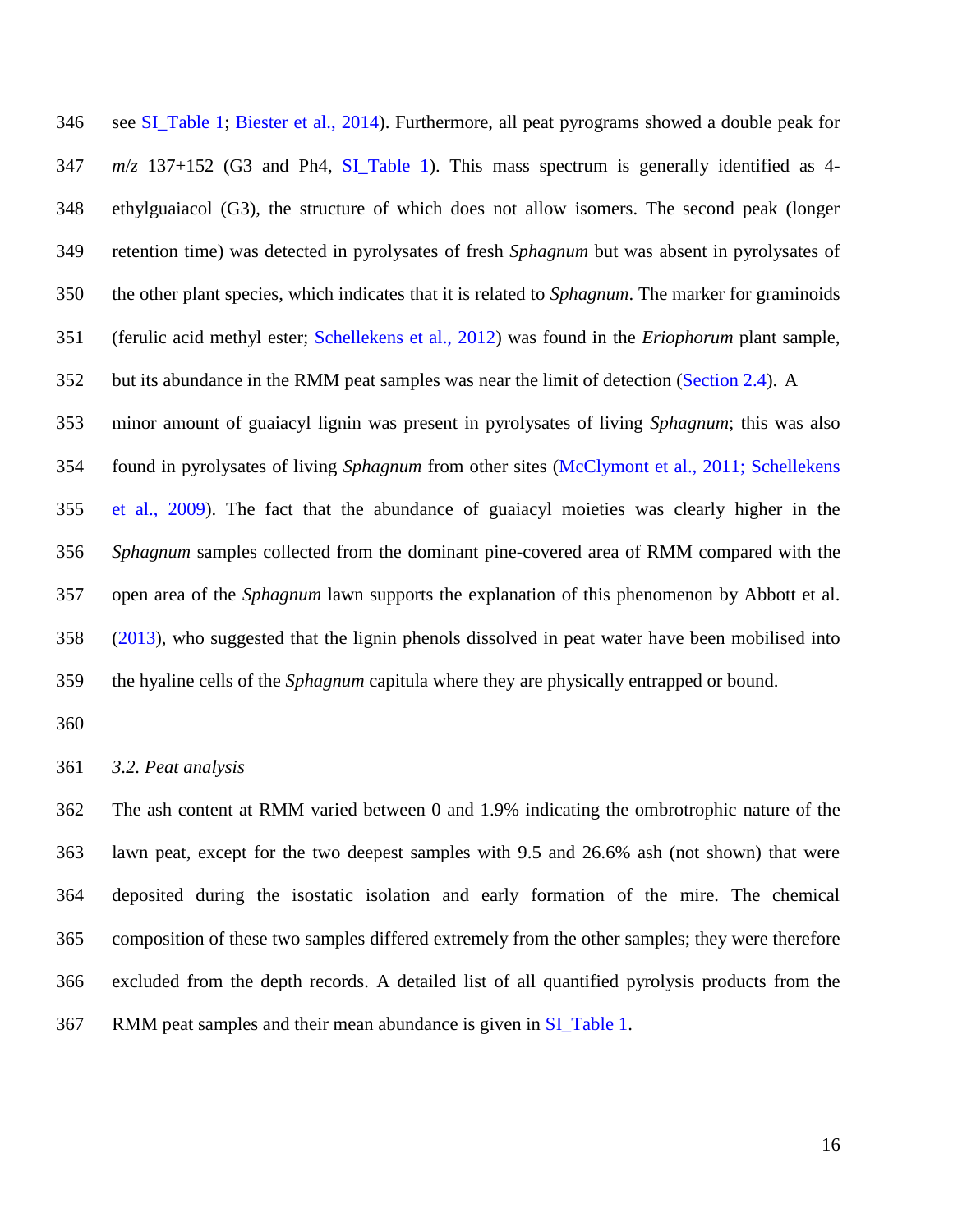see SI_Table 1; Biester et al., 2014). Furthermore, all peat pyrograms showed a double peak for *m*/*z* 137+152 (G3 and Ph4, SI_Table 1). This mass spectrum is generally identified as 4-ethylguaiacol (G3), the structure of which does not allow isomers. The second peak (longer retention time) was detected in pyrolysates of fresh *Sphagnum* but was absent in pyrolysates of the other plant species, which indicates that it is related to *Sphagnum*. The marker for graminoids (ferulic acid methyl ester; Schellekens et al., 2012) was found in the *Eriophorum* plant sample, but its abundance in the RMM peat samples was near the limit of detection (Section 2.4). A minor amount of guaiacyl lignin was present in pyrolysates of living *Sphagnum*; this was also found in pyrolysates of living *Sphagnum* from other sites (McClymont et al., 2011; Schellekens et al., 2009). The fact that the abundance of guaiacyl moieties was clearly higher in the *Sphagnum* samples collected from the dominant pine-covered area of RMM compared with the open area of the *Sphagnum* lawn supports the explanation of this phenomenon by Abbott et al. (2013), who suggested that the lignin phenols dissolved in peat water have been mobilised into the hyaline cells of the *Sphagnum* capitula where they are physically entrapped or bound.

### *3.2. Peat analysis*

The ash content at RMM varied between 0 and 1.9% indicating the ombrotrophic nature of the lawn peat, except for the two deepest samples with 9.5 and 26.6% ash (not shown) that were deposited during the isostatic isolation and early formation of the mire. The chemical composition of these two samples differed extremely from the other samples; they were therefore excluded from the depth records. A detailed list of all quantified pyrolysis products from the RMM peat samples and their mean abundance is given in SI_Table 1.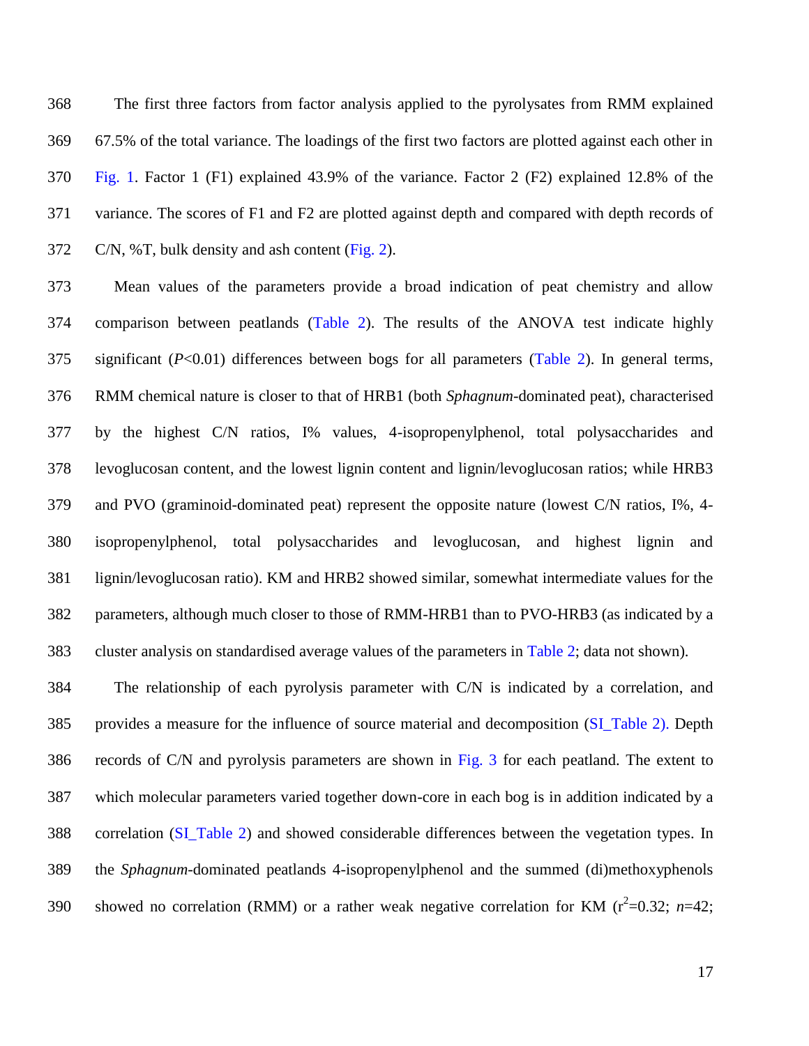The first three factors from factor analysis applied to the pyrolysates from RMM explained 67.5% of the total variance. The loadings of the first two factors are plotted against each other in Fig. 1. Factor 1 (F1) explained 43.9% of the variance. Factor 2 (F2) explained 12.8% of the variance. The scores of F1 and F2 are plotted against depth and compared with depth records of C/N, %T, bulk density and ash content (Fig. 2).

Mean values of the parameters provide a broad indication of peat chemistry and allow comparison between peatlands (Table 2). The results of the ANOVA test indicate highly significant ($P$<0.01) differences between bogs for all parameters (Table 2). In general terms, RMM chemical nature is closer to that of HRB1 (both *Sphagnum*-dominated peat), characterised by the highest C/N ratios, I% values, 4-isopropenylphenol, total polysaccharides and levoglucosan content, and the lowest lignin content and lignin/levoglucosan ratios; while HRB3 and PVO (graminoid-dominated peat) represent the opposite nature (lowest C/N ratios, I%, 4-isopropenylphenol, total polysaccharides and levoglucosan, and highest lignin and lignin/levoglucosan ratio). KM and HRB2 showed similar, somewhat intermediate values for the parameters, although much closer to those of RMM-HRB1 than to PVO-HRB3 (as indicated by a cluster analysis on standardised average values of the parameters in Table 2; data not shown).

The relationship of each pyrolysis parameter with C/N is indicated by a correlation, and provides a measure for the influence of source material and decomposition (SI_Table 2). Depth records of C/N and pyrolysis parameters are shown in Fig. 3 for each peatland. The extent to which molecular parameters varied together down-core in each bog is in addition indicated by a correlation (SI_Table 2) and showed considerable differences between the vegetation types. In the *Sphagnum*-dominated peatlands 4-isopropenylphenol and the summed (di)methoxyphenols showed no correlation (RMM) or a rather weak negative correlation for KM ($r^2$=0.32; $n$=42;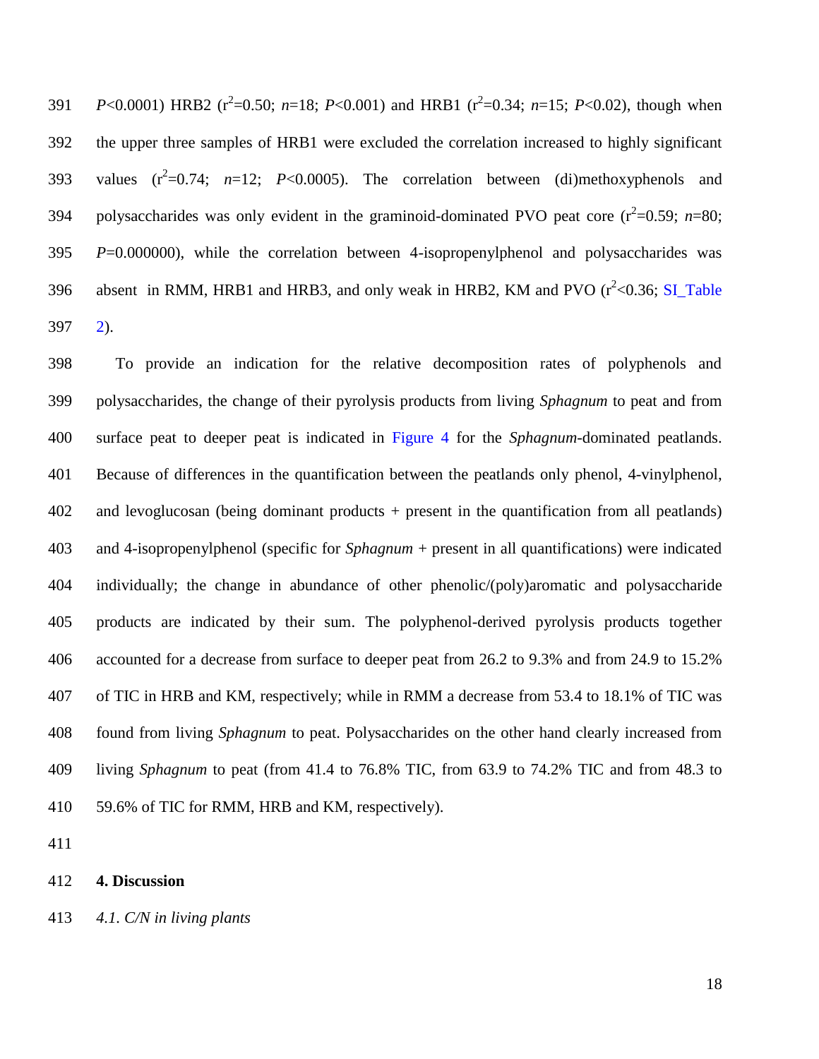$P<0.0001$) HRB2 ($r^2=0.50$; $n=18$; $P<0.001$) and HRB1 ($r^2=0.34$; $n=15$; $P<0.02$), though when the upper three samples of HRB1 were excluded the correlation increased to highly significant values ($r^2=0.74$; $n=12$; $P<0.0005$). The correlation between (di)methoxyphenols and polysaccharides was only evident in the graminoid-dominated PVO peat core ($r^2=0.59$; $n=80$; $P=0.000000$), while the correlation between 4-isopropenylphenol and polysaccharides was absent in RMM, HRB1 and HRB3, and only weak in HRB2, KM and PVO ($r^2<0.36$; SI_Table 2).

To provide an indication for the relative decomposition rates of polyphenols and polysaccharides, the change of their pyrolysis products from living *Sphagnum* to peat and from surface peat to deeper peat is indicated in Figure 4 for the *Sphagnum*-dominated peatlands. Because of differences in the quantification between the peatlands only phenol, 4-vinylphenol, and levoglucosan (being dominant products + present in the quantification from all peatlands) and 4-isopropenylphenol (specific for *Sphagnum* + present in all quantifications) were indicated individually; the change in abundance of other phenolic/(poly)aromatic and polysaccharide products are indicated by their sum. The polyphenol-derived pyrolysis products together accounted for a decrease from surface to deeper peat from 26.2 to 9.3% and from 24.9 to 15.2% of TIC in HRB and KM, respectively; while in RMM a decrease from 53.4 to 18.1% of TIC was found from living *Sphagnum* to peat. Polysaccharides on the other hand clearly increased from living *Sphagnum* to peat (from 41.4 to 76.8% TIC, from 63.9 to 74.2% TIC and from 48.3 to 59.6% of TIC for RMM, HRB and KM, respectively).

## 4. Discussion

### *4.1. C/N in living plants*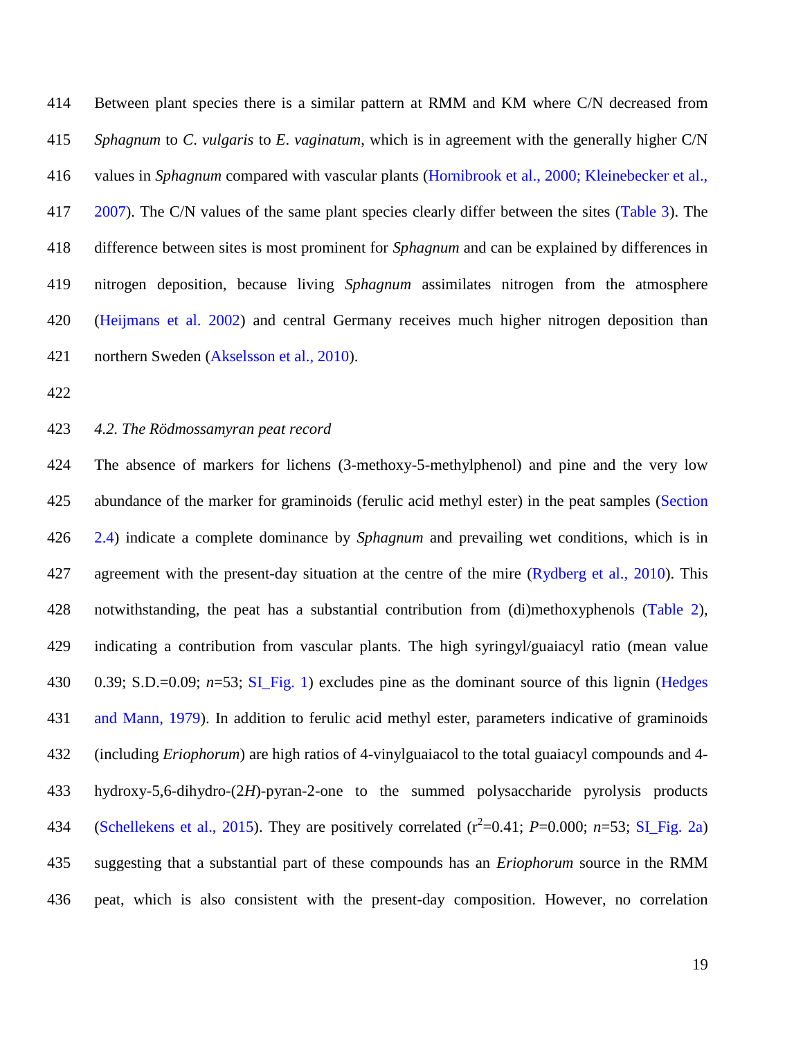Between plant species there is a similar pattern at RMM and KM where C/N decreased from *Sphagnum* to *C. vulgaris* to *E. vaginatum*, which is in agreement with the generally higher C/N values in *Sphagnum* compared with vascular plants (Hornibrook et al., 2000; Kleinebecker et al., 2007). The C/N values of the same plant species clearly differ between the sites (Table 3). The difference between sites is most prominent for *Sphagnum* and can be explained by differences in nitrogen deposition, because living *Sphagnum* assimilates nitrogen from the atmosphere (Heijmans et al. 2002) and central Germany receives much higher nitrogen deposition than northern Sweden (Akselsson et al., 2010).

### *4.2. The Rödmossamyran peat record*

The absence of markers for lichens (3-methoxy-5-methylphenol) and pine and the very low abundance of the marker for graminoids (ferulic acid methyl ester) in the peat samples (Section 2.4) indicate a complete dominance by *Sphagnum* and prevailing wet conditions, which is in agreement with the present-day situation at the centre of the mire (Rydberg et al., 2010). This notwithstanding, the peat has a substantial contribution from (di)methoxyphenols (Table 2), indicating a contribution from vascular plants. The high syringyl/guaiacyl ratio (mean value 0.39; S.D.=0.09; *n*=53; SI_Fig. 1) excludes pine as the dominant source of this lignin (Hedges and Mann, 1979). In addition to ferulic acid methyl ester, parameters indicative of graminoids (including *Eriophorum*) are high ratios of 4-vinylguaiacol to the total guaiacyl compounds and 4-hydroxy-5,6-dihydro-(2*H*)-pyran-2-one to the summed polysaccharide pyrolysis products (Schellekens et al., 2015). They are positively correlated ($r^2$=0.41; *P*=0.000; *n*=53; SI_Fig. 2a) suggesting that a substantial part of these compounds has an *Eriophorum* source in the RMM peat, which is also consistent with the present-day composition. However, no correlation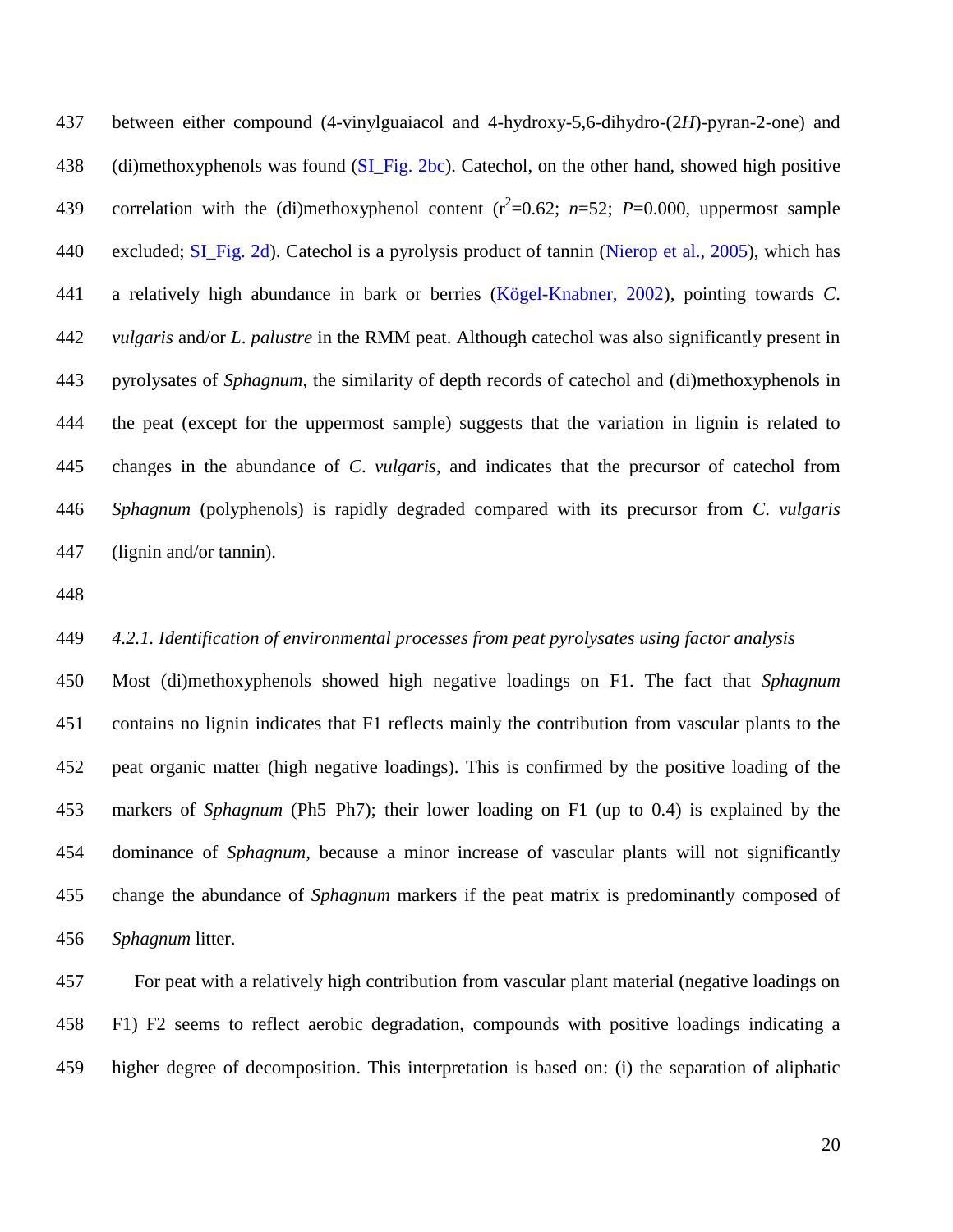between either compound (4-vinylguaiacol and 4-hydroxy-5,6-dihydro-(2*H*)-pyran-2-one) and (di)methoxyphenols was found (SI_Fig. 2bc). Catechol, on the other hand, showed high positive correlation with the (di)methoxyphenol content ($r^2$=0.62; *n*=52; *P*=0.000, uppermost sample excluded; SI_Fig. 2d). Catechol is a pyrolysis product of tannin (Nierop et al., 2005), which has a relatively high abundance in bark or berries (Kögel-Knabner, 2002), pointing towards *C. vulgaris* and/or *L. palustre* in the RMM peat. Although catechol was also significantly present in pyrolysates of *Sphagnum*, the similarity of depth records of catechol and (di)methoxyphenols in the peat (except for the uppermost sample) suggests that the variation in lignin is related to changes in the abundance of *C. vulgaris*, and indicates that the precursor of catechol from *Sphagnum* (polyphenols) is rapidly degraded compared with its precursor from *C. vulgaris* (lignin and/or tannin).

#### *4.2.1. Identification of environmental processes from peat pyrolysates using factor analysis*

Most (di)methoxyphenols showed high negative loadings on F1. The fact that *Sphagnum* contains no lignin indicates that F1 reflects mainly the contribution from vascular plants to the peat organic matter (high negative loadings). This is confirmed by the positive loading of the markers of *Sphagnum* (Ph5–Ph7); their lower loading on F1 (up to 0.4) is explained by the dominance of *Sphagnum*, because a minor increase of vascular plants will not significantly change the abundance of *Sphagnum* markers if the peat matrix is predominantly composed of *Sphagnum* litter.

For peat with a relatively high contribution from vascular plant material (negative loadings on F1) F2 seems to reflect aerobic degradation, compounds with positive loadings indicating a higher degree of decomposition. This interpretation is based on: (i) the separation of aliphatic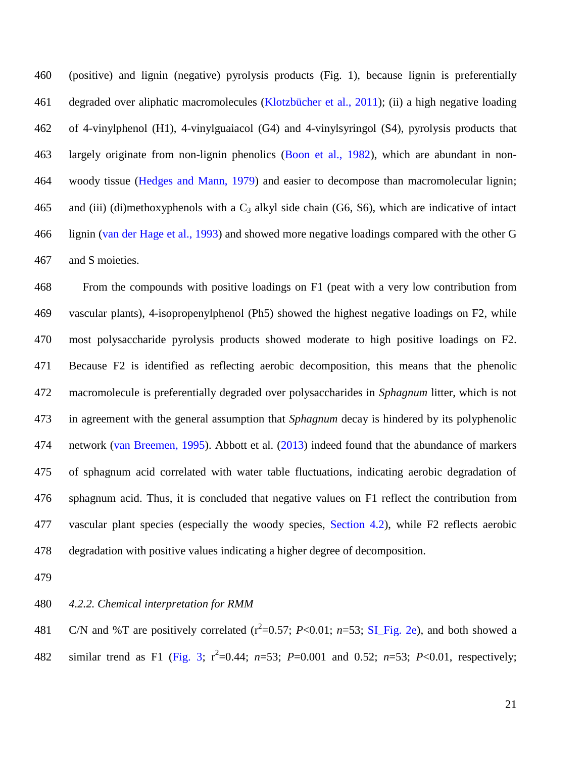(positive) and lignin (negative) pyrolysis products (Fig. 1), because lignin is preferentially degraded over aliphatic macromolecules (Klotzbücher et al., 2011); (ii) a high negative loading of 4-vinylphenol (H1), 4-vinylguaiacol (G4) and 4-vinylsyringol (S4), pyrolysis products that largely originate from non-lignin phenolics (Boon et al., 1982), which are abundant in non-woody tissue (Hedges and Mann, 1979) and easier to decompose than macromolecular lignin; and (iii) (di)methoxyphenols with a $C_3$ alkyl side chain (G6, S6), which are indicative of intact lignin (van der Hage et al., 1993) and showed more negative loadings compared with the other G and S moieties.

From the compounds with positive loadings on F1 (peat with a very low contribution from vascular plants), 4-isopropenylphenol (Ph5) showed the highest negative loadings on F2, while most polysaccharide pyrolysis products showed moderate to high positive loadings on F2. Because F2 is identified as reflecting aerobic decomposition, this means that the phenolic macromolecule is preferentially degraded over polysaccharides in *Sphagnum* litter, which is not in agreement with the general assumption that *Sphagnum* decay is hindered by its polyphenolic network (van Breemen, 1995). Abbott et al. (2013) indeed found that the abundance of markers of sphagnum acid correlated with water table fluctuations, indicating aerobic degradation of sphagnum acid. Thus, it is concluded that negative values on F1 reflect the contribution from vascular plant species (especially the woody species, Section 4.2), while F2 reflects aerobic degradation with positive values indicating a higher degree of decomposition.

#### *4.2.2. Chemical interpretation for RMM*

C/N and %T are positively correlated ($r^2$=0.57; $P$<0.01; $n$=53; SI_Fig. 2e), and both showed a similar trend as F1 (Fig. 3; $r^2$=0.44; $n$=53; $P$=0.001 and 0.52; $n$=53; $P$<0.01, respectively;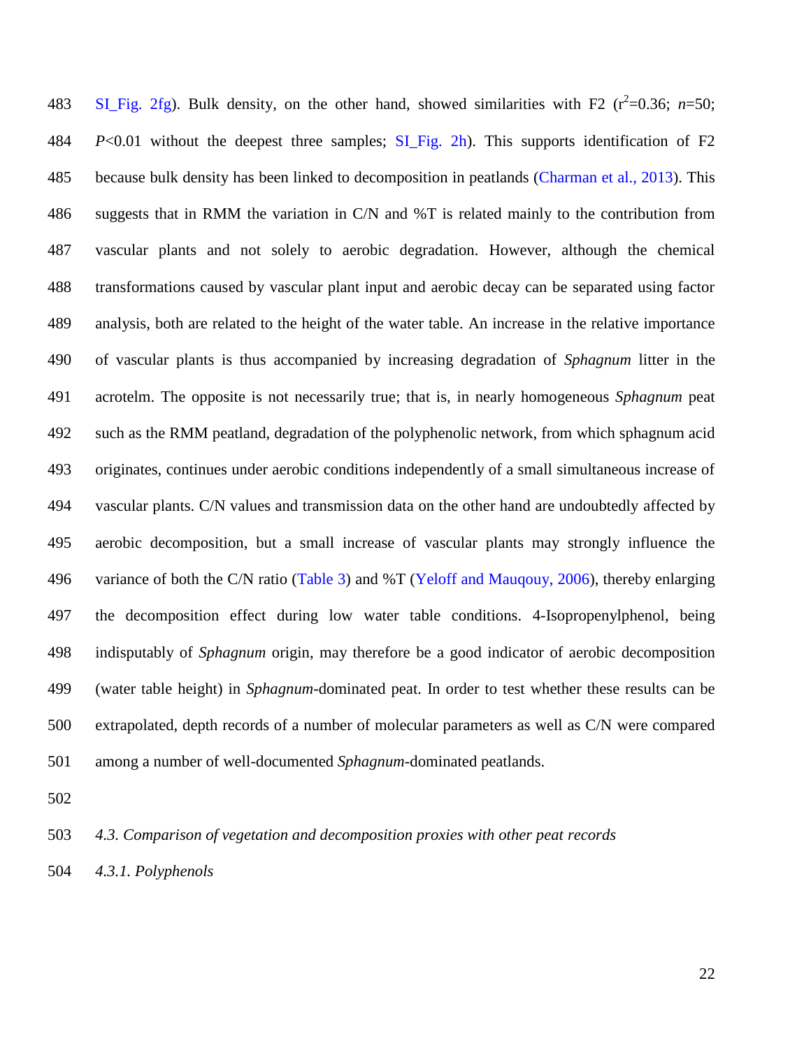SI_Fig. 2fg). Bulk density, on the other hand, showed similarities with F2 ($r^2$=0.36; $n$=50; $P$<0.01 without the deepest three samples; SI_Fig. 2h). This supports identification of F2 because bulk density has been linked to decomposition in peatlands (Charman et al., 2013). This suggests that in RMM the variation in C/N and %T is related mainly to the contribution from vascular plants and not solely to aerobic degradation. However, although the chemical transformations caused by vascular plant input and aerobic decay can be separated using factor analysis, both are related to the height of the water table. An increase in the relative importance of vascular plants is thus accompanied by increasing degradation of *Sphagnum* litter in the acrotelm. The opposite is not necessarily true; that is, in nearly homogeneous *Sphagnum* peat such as the RMM peatland, degradation of the polyphenolic network, from which sphagnum acid originates, continues under aerobic conditions independently of a small simultaneous increase of vascular plants. C/N values and transmission data on the other hand are undoubtedly affected by aerobic decomposition, but a small increase of vascular plants may strongly influence the variance of both the C/N ratio (Table 3) and %T (Yeloff and Mauqouy, 2006), thereby enlarging the decomposition effect during low water table conditions. 4-Isopropenylphenol, being indisputably of *Sphagnum* origin, may therefore be a good indicator of aerobic decomposition (water table height) in *Sphagnum*-dominated peat. In order to test whether these results can be extrapolated, depth records of a number of molecular parameters as well as C/N were compared among a number of well-documented *Sphagnum*-dominated peatlands.

### *4.3. Comparison of vegetation and decomposition proxies with other peat records*

#### *4.3.1. Polyphenols*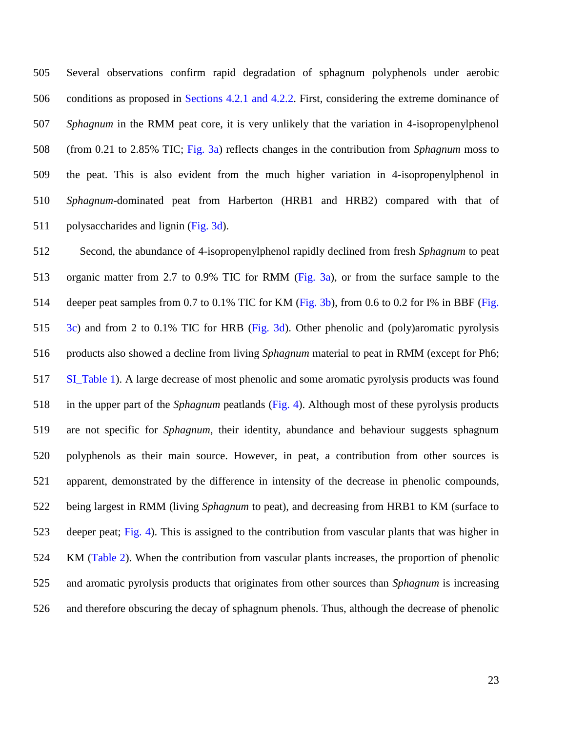Several observations confirm rapid degradation of sphagnum polyphenols under aerobic conditions as proposed in Sections 4.2.1 and 4.2.2. First, considering the extreme dominance of *Sphagnum* in the RMM peat core, it is very unlikely that the variation in 4-isopropenylphenol (from 0.21 to 2.85% TIC; Fig. 3a) reflects changes in the contribution from *Sphagnum* moss to the peat. This is also evident from the much higher variation in 4-isopropenylphenol in *Sphagnum*-dominated peat from Harberton (HRB1 and HRB2) compared with that of polysaccharides and lignin (Fig. 3d).

Second, the abundance of 4-isopropenylphenol rapidly declined from fresh *Sphagnum* to peat organic matter from 2.7 to 0.9% TIC for RMM (Fig. 3a), or from the surface sample to the deeper peat samples from 0.7 to 0.1% TIC for KM (Fig. 3b), from 0.6 to 0.2 for I% in BBF (Fig. 3c) and from 2 to 0.1% TIC for HRB (Fig. 3d). Other phenolic and (poly)aromatic pyrolysis products also showed a decline from living *Sphagnum* material to peat in RMM (except for Ph6; SI_Table 1). A large decrease of most phenolic and some aromatic pyrolysis products was found in the upper part of the *Sphagnum* peatlands (Fig. 4). Although most of these pyrolysis products are not specific for *Sphagnum*, their identity, abundance and behaviour suggests sphagnum polyphenols as their main source. However, in peat, a contribution from other sources is apparent, demonstrated by the difference in intensity of the decrease in phenolic compounds, being largest in RMM (living *Sphagnum* to peat), and decreasing from HRB1 to KM (surface to deeper peat; Fig. 4). This is assigned to the contribution from vascular plants that was higher in KM (Table 2). When the contribution from vascular plants increases, the proportion of phenolic and aromatic pyrolysis products that originates from other sources than *Sphagnum* is increasing and therefore obscuring the decay of sphagnum phenols. Thus, although the decrease of phenolic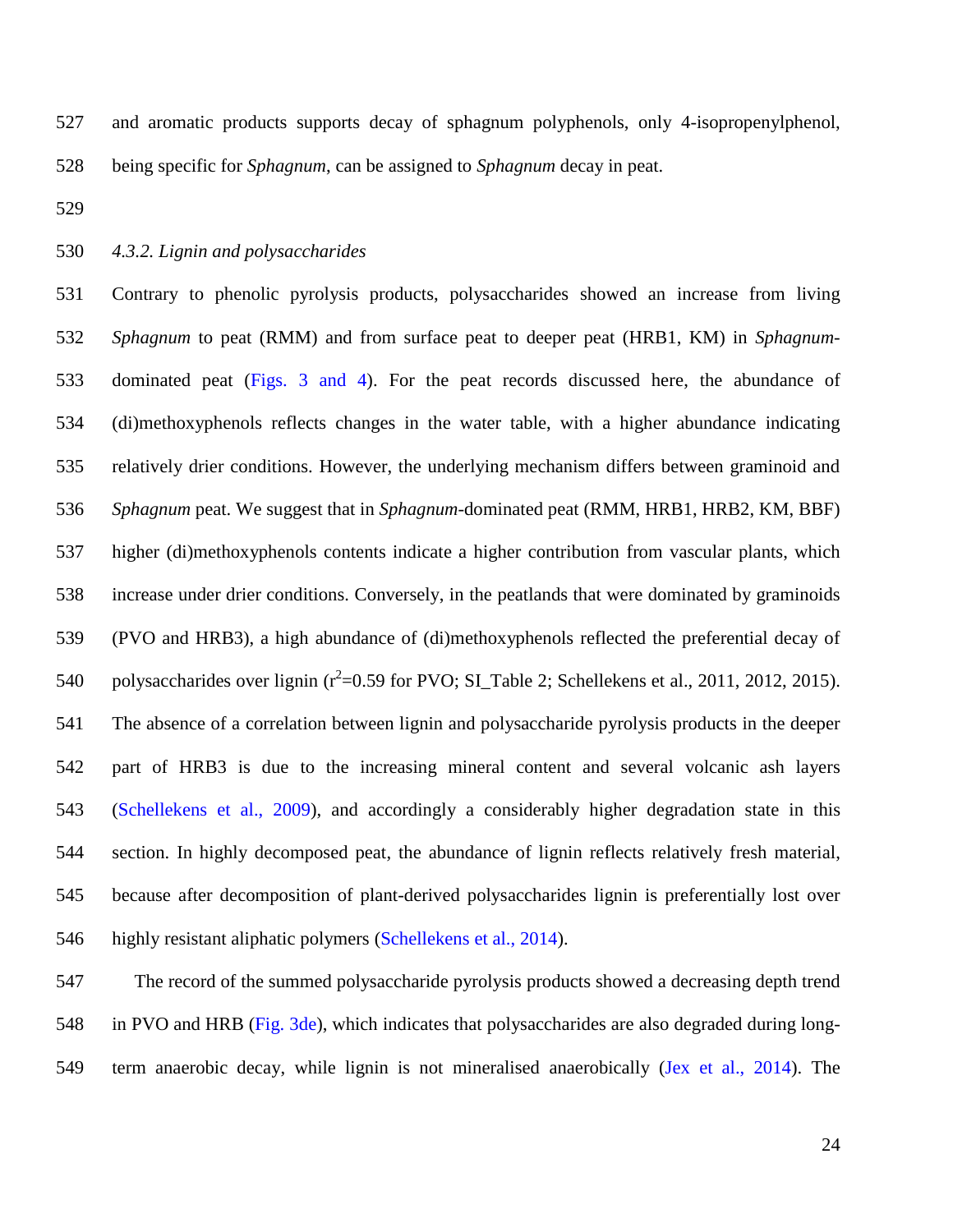and aromatic products supports decay of sphagnum polyphenols, only 4-isopropenylphenol, being specific for *Sphagnum*, can be assigned to *Sphagnum* decay in peat.

### *4.3.2. Lignin and polysaccharides*

Contrary to phenolic pyrolysis products, polysaccharides showed an increase from living *Sphagnum* to peat (RMM) and from surface peat to deeper peat (HRB1, KM) in *Sphagnum*-dominated peat (Figs. 3 and 4). For the peat records discussed here, the abundance of (di)methoxyphenols reflects changes in the water table, with a higher abundance indicating relatively drier conditions. However, the underlying mechanism differs between graminoid and *Sphagnum* peat. We suggest that in *Sphagnum*-dominated peat (RMM, HRB1, HRB2, KM, BBF) higher (di)methoxyphenols contents indicate a higher contribution from vascular plants, which increase under drier conditions. Conversely, in the peatlands that were dominated by graminoids (PVO and HRB3), a high abundance of (di)methoxyphenols reflected the preferential decay of polysaccharides over lignin ($r^2$=0.59 for PVO; SI_Table 2; Schellekens et al., 2011, 2012, 2015). The absence of a correlation between lignin and polysaccharide pyrolysis products in the deeper part of HRB3 is due to the increasing mineral content and several volcanic ash layers (Schellekens et al., 2009), and accordingly a considerably higher degradation state in this section. In highly decomposed peat, the abundance of lignin reflects relatively fresh material, because after decomposition of plant-derived polysaccharides lignin is preferentially lost over highly resistant aliphatic polymers (Schellekens et al., 2014).

The record of the summed polysaccharide pyrolysis products showed a decreasing depth trend in PVO and HRB (Fig. 3de), which indicates that polysaccharides are also degraded during long-term anaerobic decay, while lignin is not mineralised anaerobically (Jex et al., 2014). The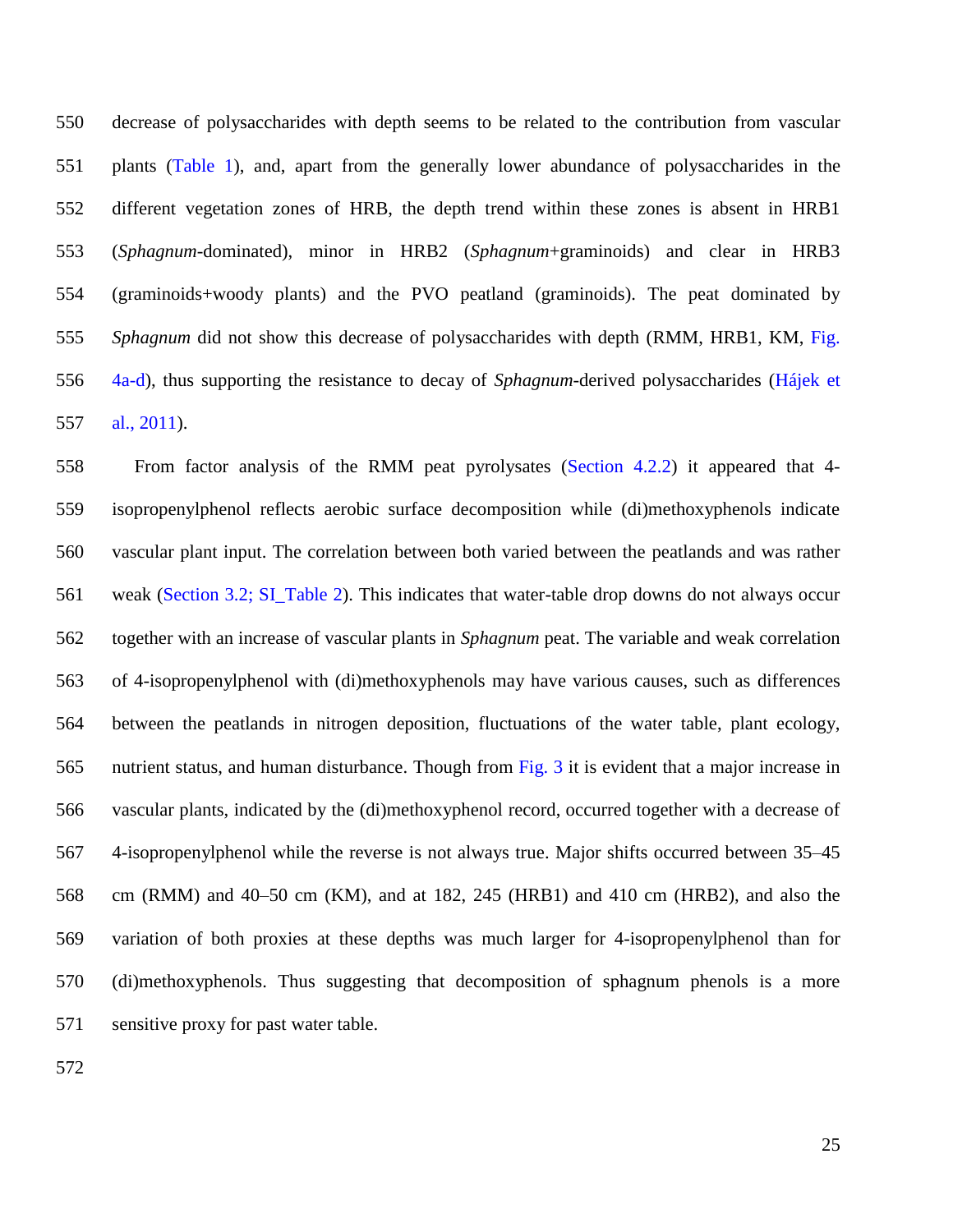decrease of polysaccharides with depth seems to be related to the contribution from vascular plants (Table 1), and, apart from the generally lower abundance of polysaccharides in the different vegetation zones of HRB, the depth trend within these zones is absent in HRB1 (*Sphagnum*-dominated), minor in HRB2 (*Sphagnum*+graminoids) and clear in HRB3 (graminoids+woody plants) and the PVO peatland (graminoids). The peat dominated by *Sphagnum* did not show this decrease of polysaccharides with depth (RMM, HRB1, KM, Fig. 4a-d), thus supporting the resistance to decay of *Sphagnum*-derived polysaccharides (Hájek et al., 2011).

From factor analysis of the RMM peat pyrolysates (Section 4.2.2) it appeared that 4-isopropenylphenol reflects aerobic surface decomposition while (di)methoxyphenols indicate vascular plant input. The correlation between both varied between the peatlands and was rather weak (Section 3.2; SI_Table 2). This indicates that water-table drop downs do not always occur together with an increase of vascular plants in *Sphagnum* peat. The variable and weak correlation of 4-isopropenylphenol with (di)methoxyphenols may have various causes, such as differences between the peatlands in nitrogen deposition, fluctuations of the water table, plant ecology, nutrient status, and human disturbance. Though from Fig. 3 it is evident that a major increase in vascular plants, indicated by the (di)methoxyphenol record, occurred together with a decrease of 4-isopropenylphenol while the reverse is not always true. Major shifts occurred between 35–45 cm (RMM) and 40–50 cm (KM), and at 182, 245 (HRB1) and 410 cm (HRB2), and also the variation of both proxies at these depths was much larger for 4-isopropenylphenol than for (di)methoxyphenols. Thus suggesting that decomposition of sphagnum phenols is a more sensitive proxy for past water table.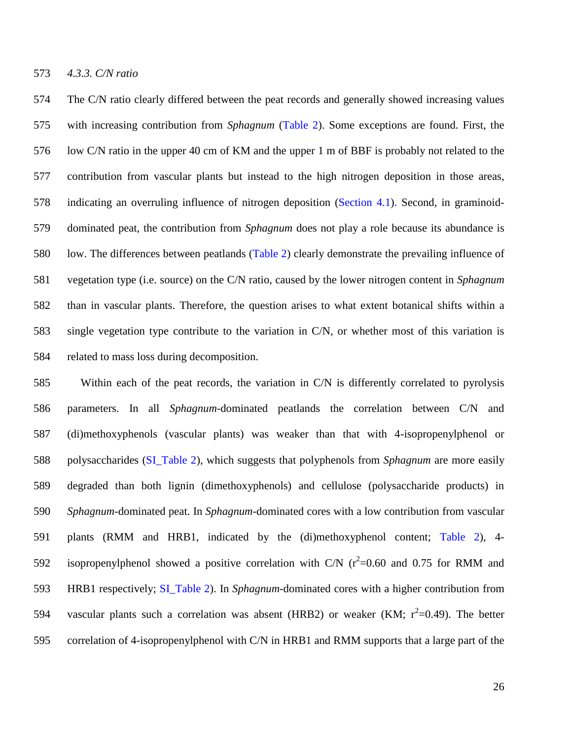#### *4.3.3. C/N ratio*

The C/N ratio clearly differed between the peat records and generally showed increasing values with increasing contribution from *Sphagnum* (Table 2). Some exceptions are found. First, the low C/N ratio in the upper 40 cm of KM and the upper 1 m of BBF is probably not related to the contribution from vascular plants but instead to the high nitrogen deposition in those areas, indicating an overruling influence of nitrogen deposition (Section 4.1). Second, in graminoid-dominated peat, the contribution from *Sphagnum* does not play a role because its abundance is low. The differences between peatlands (Table 2) clearly demonstrate the prevailing influence of vegetation type (i.e. source) on the C/N ratio, caused by the lower nitrogen content in *Sphagnum* than in vascular plants. Therefore, the question arises to what extent botanical shifts within a single vegetation type contribute to the variation in C/N, or whether most of this variation is related to mass loss during decomposition.

Within each of the peat records, the variation in C/N is differently correlated to pyrolysis parameters. In all *Sphagnum*-dominated peatlands the correlation between C/N and (di)methoxyphenols (vascular plants) was weaker than that with 4-isopropenylphenol or polysaccharides (SI_Table 2), which suggests that polyphenols from *Sphagnum* are more easily degraded than both lignin (dimethoxyphenols) and cellulose (polysaccharide products) in *Sphagnum*-dominated peat. In *Sphagnum*-dominated cores with a low contribution from vascular plants (RMM and HRB1, indicated by the (di)methoxyphenol content; Table 2), 4-isopropenylphenol showed a positive correlation with C/N ($r^2$=0.60 and 0.75 for RMM and HRB1 respectively; SI_Table 2). In *Sphagnum*-dominated cores with a higher contribution from vascular plants such a correlation was absent (HRB2) or weaker (KM; $r^2$=0.49). The better correlation of 4-isopropenylphenol with C/N in HRB1 and RMM supports that a large part of the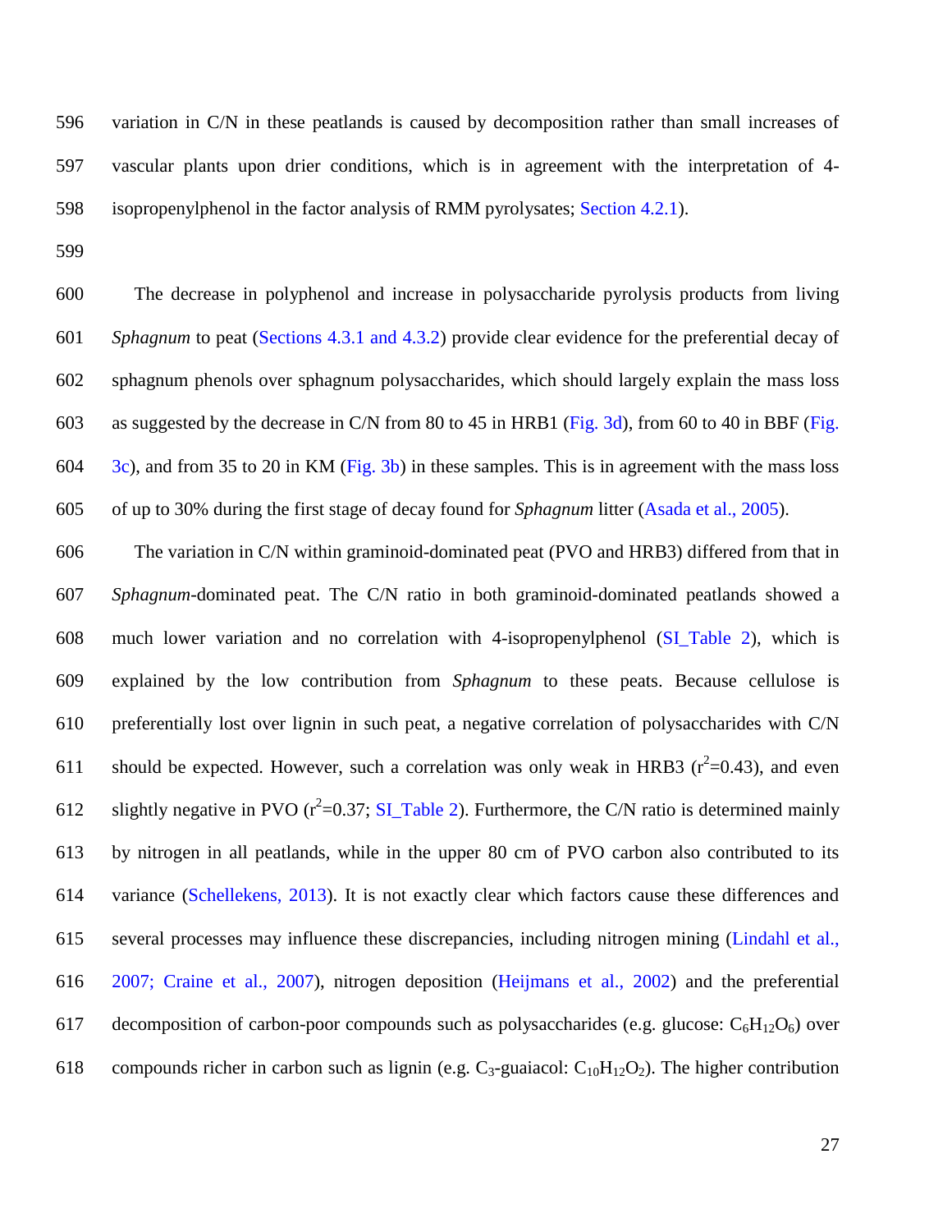variation in C/N in these peatlands is caused by decomposition rather than small increases of vascular plants upon drier conditions, which is in agreement with the interpretation of 4-isopropenylphenol in the factor analysis of RMM pyrolysates; Section 4.2.1).

The decrease in polyphenol and increase in polysaccharide pyrolysis products from living *Sphagnum* to peat (Sections 4.3.1 and 4.3.2) provide clear evidence for the preferential decay of sphagnum phenols over sphagnum polysaccharides, which should largely explain the mass loss as suggested by the decrease in C/N from 80 to 45 in HRB1 (Fig. 3d), from 60 to 40 in BBF (Fig. 3c), and from 35 to 20 in KM (Fig. 3b) in these samples. This is in agreement with the mass loss of up to 30% during the first stage of decay found for *Sphagnum* litter (Asada et al., 2005).

The variation in C/N within graminoid-dominated peat (PVO and HRB3) differed from that in *Sphagnum*-dominated peat. The C/N ratio in both graminoid-dominated peatlands showed a much lower variation and no correlation with 4-isopropenylphenol (SI_Table 2), which is explained by the low contribution from *Sphagnum* to these peats. Because cellulose is preferentially lost over lignin in such peat, a negative correlation of polysaccharides with C/N should be expected. However, such a correlation was only weak in HRB3 ($r^2$=0.43), and even slightly negative in PVO ($r^2$=0.37; SI_Table 2). Furthermore, the C/N ratio is determined mainly by nitrogen in all peatlands, while in the upper 80 cm of PVO carbon also contributed to its variance (Schellekens, 2013). It is not exactly clear which factors cause these differences and several processes may influence these discrepancies, including nitrogen mining (Lindahl et al., 2007; Craine et al., 2007), nitrogen deposition (Heijmans et al., 2002) and the preferential decomposition of carbon-poor compounds such as polysaccharides (e.g. glucose: $C_6H_{12}O_6$) over compounds richer in carbon such as lignin (e.g. $C_3$-guaiacol: $C_{10}H_{12}O_2$). The higher contribution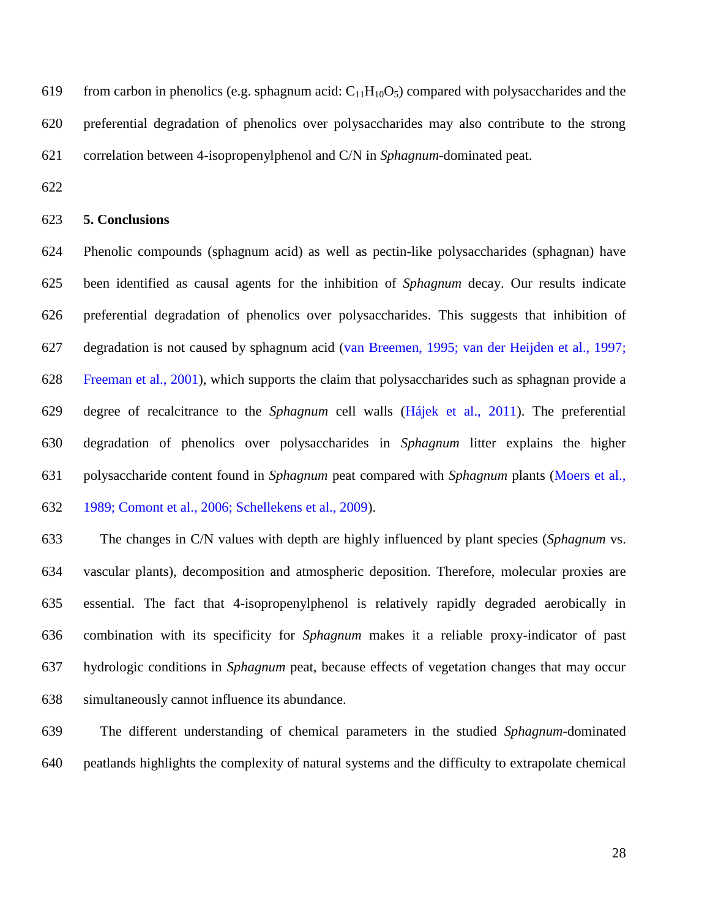from carbon in phenolics (e.g. sphagnum acid: $C_{11}H_{10}O_5$) compared with polysaccharides and the preferential degradation of phenolics over polysaccharides may also contribute to the strong correlation between 4-isopropenylphenol and C/N in *Sphagnum*-dominated peat.

## 5. Conclusions

Phenolic compounds (sphagnum acid) as well as pectin-like polysaccharides (sphagnan) have been identified as causal agents for the inhibition of *Sphagnum* decay. Our results indicate preferential degradation of phenolics over polysaccharides. This suggests that inhibition of degradation is not caused by sphagnum acid (van Breemen, 1995; van der Heijden et al., 1997; Freeman et al., 2001), which supports the claim that polysaccharides such as sphagnan provide a degree of recalcitrance to the *Sphagnum* cell walls (Hájek et al., 2011). The preferential degradation of phenolics over polysaccharides in *Sphagnum* litter explains the higher polysaccharide content found in *Sphagnum* peat compared with *Sphagnum* plants (Moers et al., 1989; Comont et al., 2006; Schellekens et al., 2009).

The changes in C/N values with depth are highly influenced by plant species (*Sphagnum* vs. vascular plants), decomposition and atmospheric deposition. Therefore, molecular proxies are essential. The fact that 4-isopropenylphenol is relatively rapidly degraded aerobically in combination with its specificity for *Sphagnum* makes it a reliable proxy-indicator of past hydrologic conditions in *Sphagnum* peat, because effects of vegetation changes that may occur simultaneously cannot influence its abundance.

The different understanding of chemical parameters in the studied *Sphagnum*-dominated peatlands highlights the complexity of natural systems and the difficulty to extrapolate chemical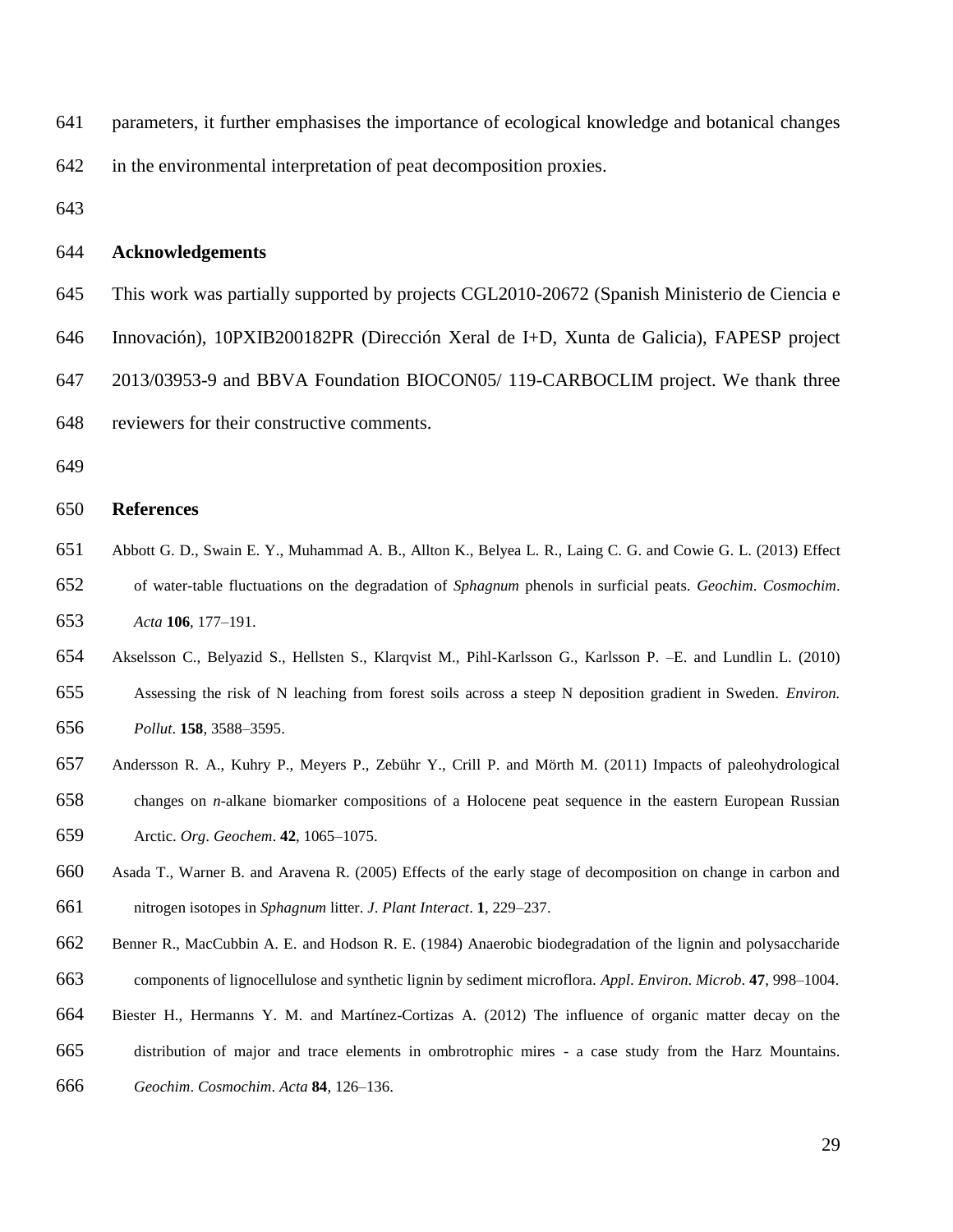parameters, it further emphasises the importance of ecological knowledge and botanical changes in the environmental interpretation of peat decomposition proxies.

## Acknowledgements

This work was partially supported by projects CGL2010-20672 (Spanish Ministerio de Ciencia e Innovación), 10PXIB200182PR (Dirección Xeral de I+D, Xunta de Galicia), FAPESP project 2013/03953-9 and BBVA Foundation BIOCON05/ 119-CARBOCLIM project. We thank three reviewers for their constructive comments.

## References

Abbott G. D., Swain E. Y., Muhammad A. B., Allton K., Belyea L. R., Laing C. G. and Cowie G. L. (2013) Effect of water-table fluctuations on the degradation of *Sphagnum* phenols in surficial peats. *Geochim*. *Cosmochim*. *Acta* **106**, 177–191.

Akselsson C., Belyazid S., Hellsten S., Klarqvist M., Pihl-Karlsson G., Karlsson P. –E. and Lundlin L. (2010) Assessing the risk of N leaching from forest soils across a steep N deposition gradient in Sweden. *Environ. Pollut*. **158**, 3588–3595.

Andersson R. A., Kuhry P., Meyers P., Zebühr Y., Crill P. and Mörth M. (2011) Impacts of paleohydrological changes on *n*-alkane biomarker compositions of a Holocene peat sequence in the eastern European Russian Arctic. *Org*. *Geochem*. **42**, 1065–1075.

Asada T., Warner B. and Aravena R. (2005) Effects of the early stage of decomposition on change in carbon and nitrogen isotopes in *Sphagnum* litter. *J*. *Plant Interact*. **1**, 229–237.

Benner R., MacCubbin A. E. and Hodson R. E. (1984) Anaerobic biodegradation of the lignin and polysaccharide components of lignocellulose and synthetic lignin by sediment microflora. *Appl*. *Environ*. *Microb*. **47**, 998–1004.

Biester H., Hermanns Y. M. and Martínez-Cortizas A. (2012) The influence of organic matter decay on the distribution of major and trace elements in ombrotrophic mires - a case study from the Harz Mountains. *Geochim*. *Cosmochim*. *Acta* **84**, 126–136.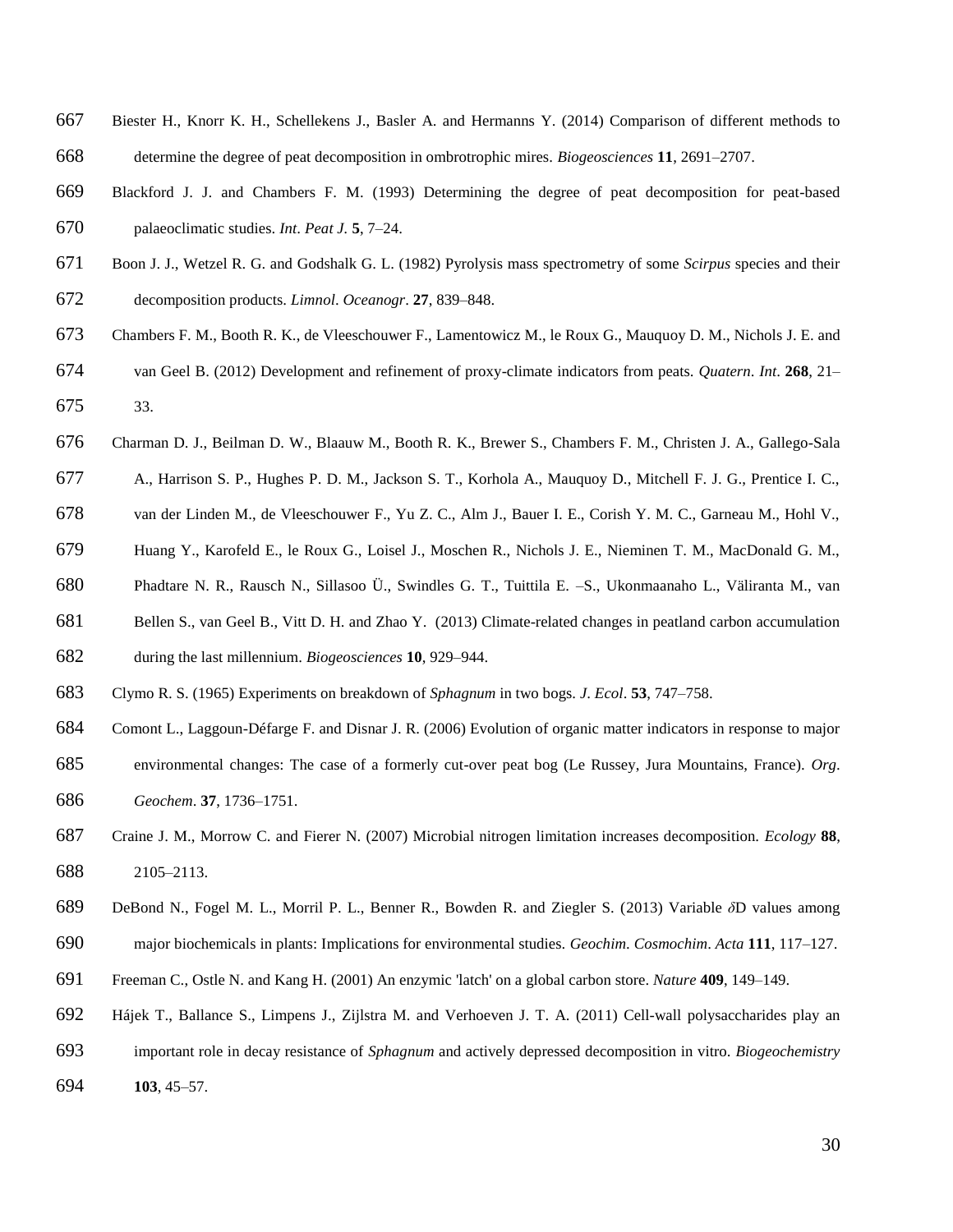Biester H., Knorr K. H., Schellekens J., Basler A. and Hermanns Y. (2014) Comparison of different methods to determine the degree of peat decomposition in ombrotrophic mires. *Biogeosciences* **11**, 2691–2707.

Blackford J. J. and Chambers F. M. (1993) Determining the degree of peat decomposition for peat-based palaeoclimatic studies. *Int. Peat J.* **5**, 7–24.

Boon J. J., Wetzel R. G. and Godshalk G. L. (1982) Pyrolysis mass spectrometry of some *Scirpus* species and their decomposition products. *Limnol. Oceanogr.* **27**, 839–848.

Chambers F. M., Booth R. K., de Vleeschouwer F., Lamentowicz M., le Roux G., Mauquoy D. M., Nichols J. E. and van Geel B. (2012) Development and refinement of proxy-climate indicators from peats. *Quatern. Int.* **268**, 21–33.

Charman D. J., Beilman D. W., Blaauw M., Booth R. K., Brewer S., Chambers F. M., Christen J. A., Gallego-Sala A., Harrison S. P., Hughes P. D. M., Jackson S. T., Korhola A., Mauquoy D., Mitchell F. J. G., Prentice I. C., van der Linden M., de Vleeschouwer F., Yu Z. C., Alm J., Bauer I. E., Corish Y. M. C., Garneau M., Hohl V., Huang Y., Karofeld E., le Roux G., Loisel J., Moschen R., Nichols J. E., Nieminen T. M., MacDonald G. M., Phadtare N. R., Rausch N., Sillasoo Ü., Swindles G. T., Tuittila E. –S., Ukonmaanaho L., Väliranta M., van Bellen S., van Geel B., Vitt D. H. and Zhao Y. (2013) Climate-related changes in peatland carbon accumulation during the last millennium. *Biogeosciences* **10**, 929–944.

Clymo R. S. (1965) Experiments on breakdown of *Sphagnum* in two bogs. *J. Ecol*. **53**, 747–758.

Comont L., Laggoun-Défarge F. and Disnar J. R. (2006) Evolution of organic matter indicators in response to major environmental changes: The case of a formerly cut-over peat bog (Le Russey, Jura Mountains, France). *Org. Geochem*. **37**, 1736–1751.

Craine J. M., Morrow C. and Fierer N. (2007) Microbial nitrogen limitation increases decomposition. *Ecology* **88**, 2105–2113.

DeBond N., Fogel M. L., Morril P. L., Benner R., Bowden R. and Ziegler S. (2013) Variable *δ*D values among major biochemicals in plants: Implications for environmental studies. *Geochim. Cosmochim. Acta* **111**, 117–127.

Freeman C., Ostle N. and Kang H. (2001) An enzymic 'latch' on a global carbon store. *Nature* **409**, 149–149.

Hájek T., Ballance S., Limpens J., Zijlstra M. and Verhoeven J. T. A. (2011) Cell-wall polysaccharides play an important role in decay resistance of *Sphagnum* and actively depressed decomposition in vitro. *Biogeochemistry* **103**, 45–57.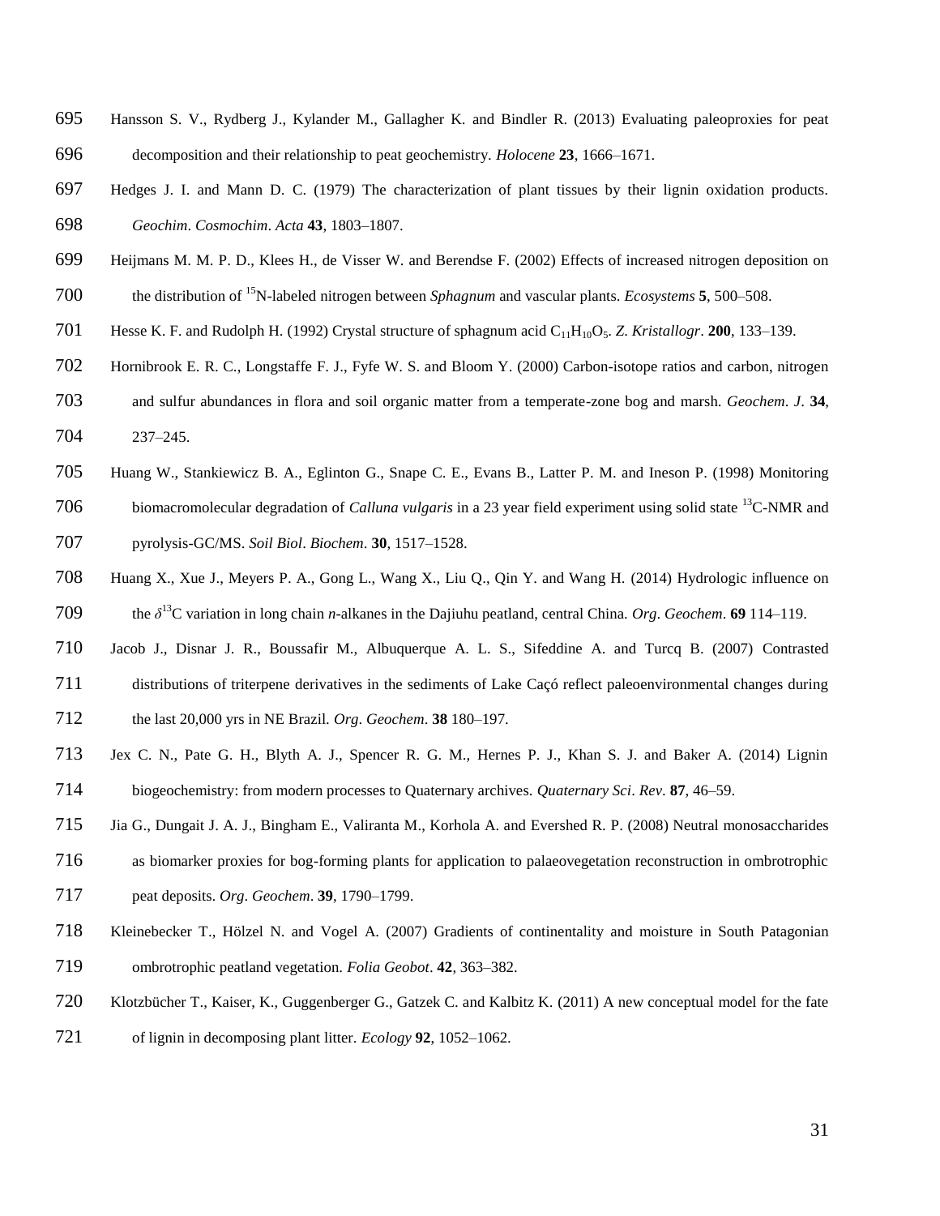Hansson S. V., Rydberg J., Kylander M., Gallagher K. and Bindler R. (2013) Evaluating paleoproxies for peat decomposition and their relationship to peat geochemistry. *Holocene* **23**, 1666–1671.

Hedges J. I. and Mann D. C. (1979) The characterization of plant tissues by their lignin oxidation products. *Geochim*. *Cosmochim*. *Acta* **43**, 1803–1807.

Heijmans M. M. P. D., Klees H., de Visser W. and Berendse F. (2002) Effects of increased nitrogen deposition on the distribution of $^{15}$N-labeled nitrogen between *Sphagnum* and vascular plants. *Ecosystems* **5**, 500–508.

Hesse K. F. and Rudolph H. (1992) Crystal structure of sphagnum acid $C_{11}H_{10}O_5$. *Z*. *Kristallogr*. **200**, 133–139.

Hornibrook E. R. C., Longstaffe F. J., Fyfe W. S. and Bloom Y. (2000) Carbon-isotope ratios and carbon, nitrogen and sulfur abundances in flora and soil organic matter from a temperate-zone bog and marsh. *Geochem*. *J*. **34**, 237–245.

Huang W., Stankiewicz B. A., Eglinton G., Snape C. E., Evans B., Latter P. M. and Ineson P. (1998) Monitoring biomacromolecular degradation of *Calluna vulgaris* in a 23 year field experiment using solid state $^{13}$C-NMR and pyrolysis-GC/MS. *Soil Biol*. *Biochem*. **30**, 1517–1528.

Huang X., Xue J., Meyers P. A., Gong L., Wang X., Liu Q., Qin Y. and Wang H. (2014) Hydrologic influence on the $\delta^{13}$C variation in long chain *n*-alkanes in the Dajiuhu peatland, central China. *Org*. *Geochem*. **69** 114–119.

Jacob J., Disnar J. R., Boussafir M., Albuquerque A. L. S., Sifeddine A. and Turcq B. (2007) Contrasted distributions of triterpene derivatives in the sediments of Lake Caçó reflect paleoenvironmental changes during the last 20,000 yrs in NE Brazil. *Org*. *Geochem*. **38** 180–197.

Jex C. N., Pate G. H., Blyth A. J., Spencer R. G. M., Hernes P. J., Khan S. J. and Baker A. (2014) Lignin biogeochemistry: from modern processes to Quaternary archives. *Quaternary Sci*. *Rev*. **87**, 46–59.

Jia G., Dungait J. A. J., Bingham E., Valiranta M., Korhola A. and Evershed R. P. (2008) Neutral monosaccharides as biomarker proxies for bog-forming plants for application to palaeovegetation reconstruction in ombrotrophic peat deposits. *Org*. *Geochem*. **39**, 1790–1799.

Kleinebecker T., Hölzel N. and Vogel A. (2007) Gradients of continentality and moisture in South Patagonian ombrotrophic peatland vegetation. *Folia Geobot*. **42**, 363–382.

Klotzbücher T., Kaiser, K., Guggenberger G., Gatzek C. and Kalbitz K. (2011) A new conceptual model for the fate of lignin in decomposing plant litter. *Ecology* **92**, 1052–1062.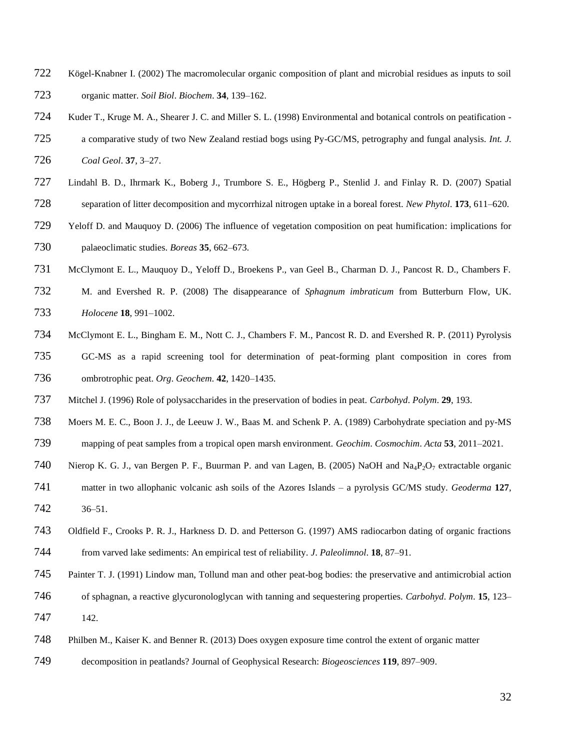Kögel-Knabner I. (2002) The macromolecular organic composition of plant and microbial residues as inputs to soil organic matter. *Soil Biol*. *Biochem*. **34**, 139–162.

Kuder T., Kruge M. A., Shearer J. C. and Miller S. L. (1998) Environmental and botanical controls on peatification - a comparative study of two New Zealand restiad bogs using Py-GC/MS, petrography and fungal analysis. *Int. J. Coal Geol*. **37**, 3–27.

Lindahl B. D., Ihrmark K., Boberg J., Trumbore S. E., Högberg P., Stenlid J. and Finlay R. D. (2007) Spatial separation of litter decomposition and mycorrhizal nitrogen uptake in a boreal forest. *New Phytol*. **173**, 611–620.

Yeloff D. and Mauquoy D. (2006) The influence of vegetation composition on peat humification: implications for palaeoclimatic studies. *Boreas* **35**, 662–673.

McClymont E. L., Mauquoy D., Yeloff D., Broekens P., van Geel B., Charman D. J., Pancost R. D., Chambers F. M. and Evershed R. P. (2008) The disappearance of *Sphagnum imbraticum* from Butterburn Flow, UK. *Holocene* **18**, 991–1002.

McClymont E. L., Bingham E. M., Nott C. J., Chambers F. M., Pancost R. D. and Evershed R. P. (2011) Pyrolysis GC-MS as a rapid screening tool for determination of peat-forming plant composition in cores from ombrotrophic peat. *Org*. *Geochem*. **42**, 1420–1435.

Mitchel J. (1996) Role of polysaccharides in the preservation of bodies in peat. *Carbohyd*. *Polym*. **29**, 193.

Moers M. E. C., Boon J. J., de Leeuw J. W., Baas M. and Schenk P. A. (1989) Carbohydrate speciation and py-MS mapping of peat samples from a tropical open marsh environment. *Geochim*. *Cosmochim*. *Acta* **53**, 2011–2021.

Nierop K. G. J., van Bergen P. F., Buurman P. and van Lagen, B. (2005) NaOH and $Na_4P_2O_7$ extractable organic matter in two allophanic volcanic ash soils of the Azores Islands – a pyrolysis GC/MS study. *Geoderma* **127**, 36–51.

Oldfield F., Crooks P. R. J., Harkness D. D. and Petterson G. (1997) AMS radiocarbon dating of organic fractions from varved lake sediments: An empirical test of reliability. *J*. *Paleolimnol*. **18**, 87–91.

Painter T. J. (1991) Lindow man, Tollund man and other peat-bog bodies: the preservative and antimicrobial action of sphagnan, a reactive glycuronologlycan with tanning and sequestering properties. *Carbohyd*. *Polym*. **15**, 123–142.

Philben M., Kaiser K. and Benner R. (2013) Does oxygen exposure time control the extent of organic matter decomposition in peatlands? Journal of Geophysical Research: *Biogeosciences* **119**, 897–909.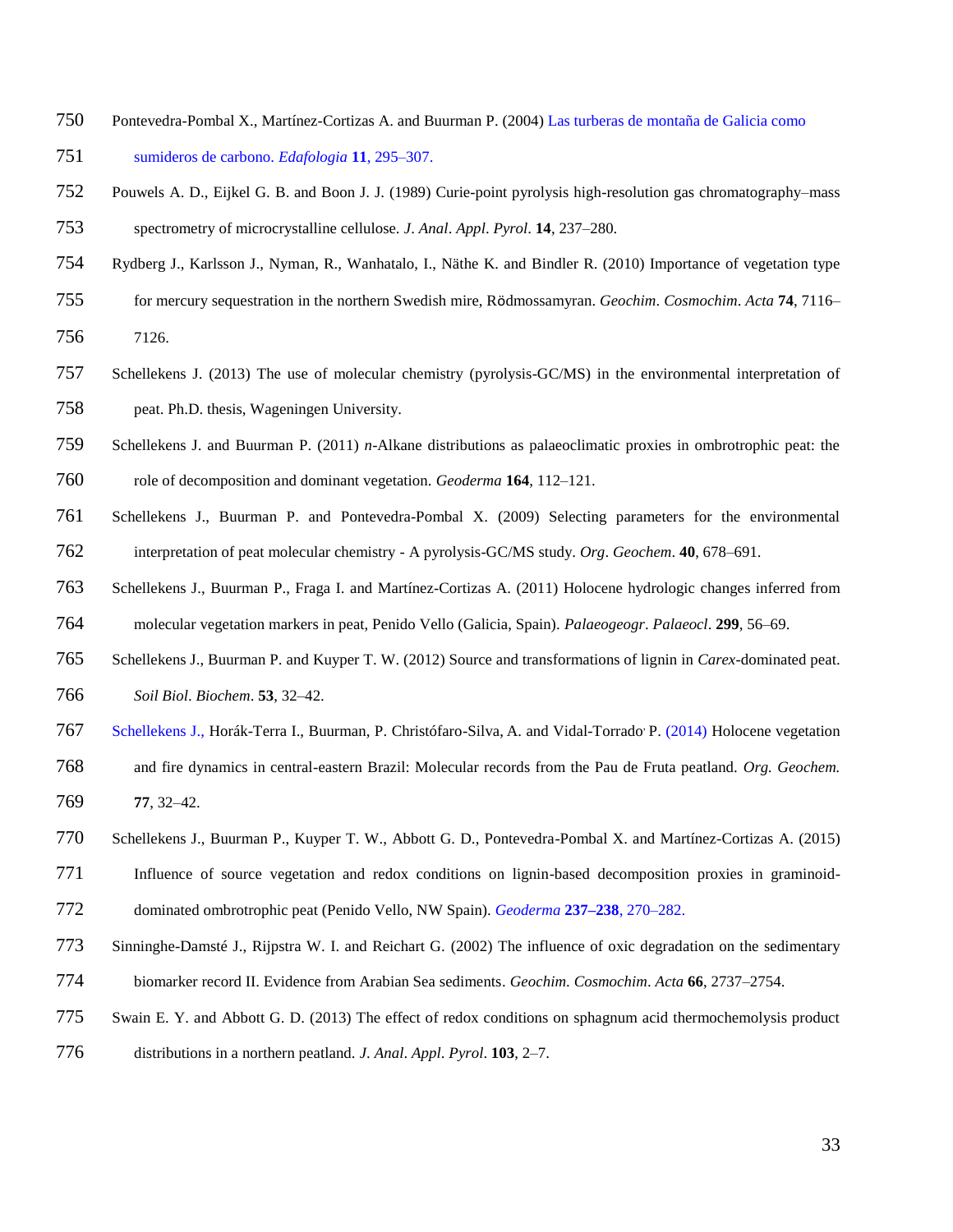Pontevedra-Pombal X., Martínez-Cortizas A. and Buurman P. (2004) Las turberas de montaña de Galicia como sumideros de carbono. *Edafologia* **11**, 295–307.

Pouwels A. D., Eijkel G. B. and Boon J. J. (1989) Curie-point pyrolysis high-resolution gas chromatography–mass spectrometry of microcrystalline cellulose. *J. Anal. Appl. Pyrol.* **14**, 237–280.

Rydberg J., Karlsson J., Nyman, R., Wanhatalo, I., Näthe K. and Bindler R. (2010) Importance of vegetation type for mercury sequestration in the northern Swedish mire, Rödmossamyran. *Geochim. Cosmochim. Acta* **74**, 7116–7126.

Schellekens J. (2013) The use of molecular chemistry (pyrolysis-GC/MS) in the environmental interpretation of peat. Ph.D. thesis, Wageningen University.

Schellekens J. and Buurman P. (2011) *n*-Alkane distributions as palaeoclimatic proxies in ombrotrophic peat: the role of decomposition and dominant vegetation. *Geoderma* **164**, 112–121.

Schellekens J., Buurman P. and Pontevedra-Pombal X. (2009) Selecting parameters for the environmental interpretation of peat molecular chemistry - A pyrolysis-GC/MS study. *Org. Geochem.* **40**, 678–691.

Schellekens J., Buurman P., Fraga I. and Martínez-Cortizas A. (2011) Holocene hydrologic changes inferred from molecular vegetation markers in peat, Penido Vello (Galicia, Spain). *Palaeogeogr. Palaeocl.* **299**, 56–69.

Schellekens J., Buurman P. and Kuyper T. W. (2012) Source and transformations of lignin in *Carex*-dominated peat. *Soil Biol. Biochem.* **53**, 32–42.

Schellekens J., Horák-Terra I., Buurman, P. Christófaro-Silva, A. and Vidal-Torrado, P. (2014) Holocene vegetation and fire dynamics in central-eastern Brazil: Molecular records from the Pau de Fruta peatland. *Org. Geochem.* **77**, 32–42.

Schellekens J., Buurman P., Kuyper T. W., Abbott G. D., Pontevedra-Pombal X. and Martínez-Cortizas A. (2015) Influence of source vegetation and redox conditions on lignin-based decomposition proxies in graminoid-dominated ombrotrophic peat (Penido Vello, NW Spain). *Geoderma* **237–238**, 270–282.

Sinninghe-Damsté J., Rijpstra W. I. and Reichart G. (2002) The influence of oxic degradation on the sedimentary biomarker record II. Evidence from Arabian Sea sediments. *Geochim. Cosmochim. Acta* **66**, 2737–2754.

Swain E. Y. and Abbott G. D. (2013) The effect of redox conditions on sphagnum acid thermochemolysis product distributions in a northern peatland. *J. Anal. Appl. Pyrol.* **103**, 2–7.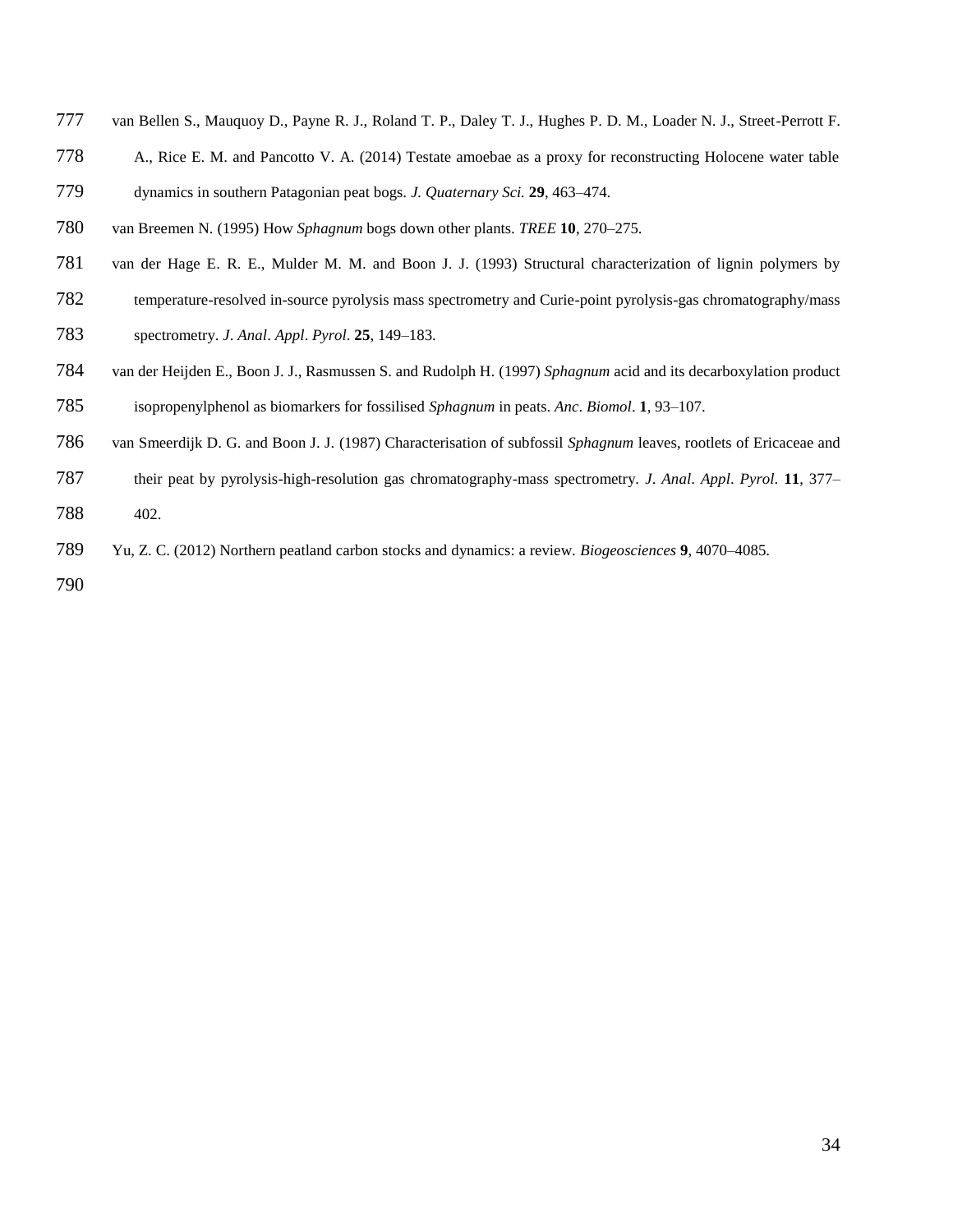van Bellen S., Mauquoy D., Payne R. J., Roland T. P., Daley T. J., Hughes P. D. M., Loader N. J., Street-Perrott F. A., Rice E. M. and Pancotto V. A. (2014) Testate amoebae as a proxy for reconstructing Holocene water table dynamics in southern Patagonian peat bogs. *J. Quaternary Sci.* **29**, 463–474.

van Breemen N. (1995) How *Sphagnum* bogs down other plants. *TREE* **10**, 270–275.

van der Hage E. R. E., Mulder M. M. and Boon J. J. (1993) Structural characterization of lignin polymers by temperature-resolved in-source pyrolysis mass spectrometry and Curie-point pyrolysis-gas chromatography/mass spectrometry. *J*. *Anal*. *Appl*. *Pyrol*. **25**, 149–183.

van der Heijden E., Boon J. J., Rasmussen S. and Rudolph H. (1997) *Sphagnum* acid and its decarboxylation product isopropenylphenol as biomarkers for fossilised *Sphagnum* in peats. *Anc*. *Biomol*. **1**, 93–107.

van Smeerdijk D. G. and Boon J. J. (1987) Characterisation of subfossil *Sphagnum* leaves, rootlets of Ericaceae and their peat by pyrolysis-high-resolution gas chromatography-mass spectrometry. *J*. *Anal*. *Appl*. *Pyrol*. **11**, 377–402.

Yu, Z. C. (2012) Northern peatland carbon stocks and dynamics: a review. *Biogeosciences* **9**, 4070–4085.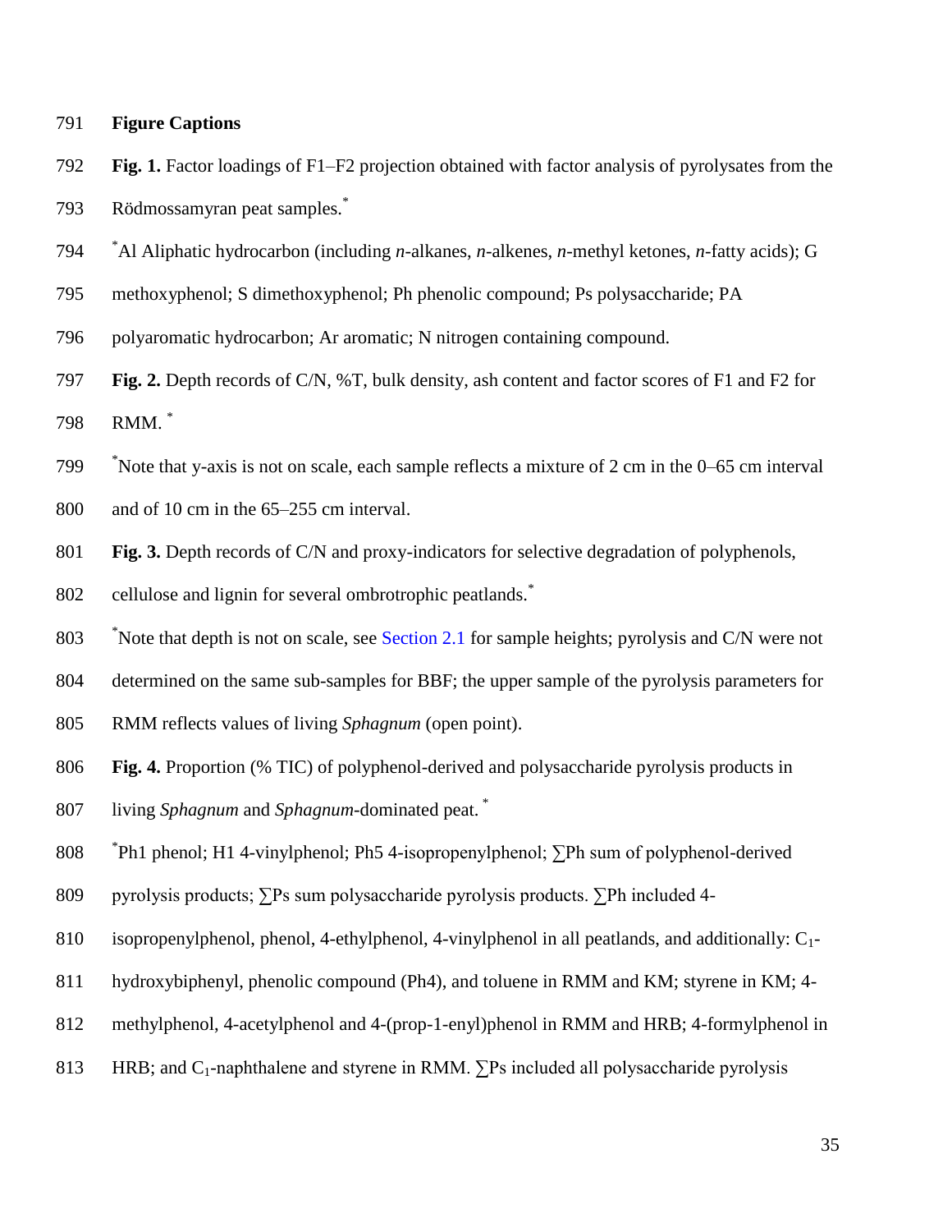**Figure Captions**

**Fig. 1.** Factor loadings of F1–F2 projection obtained with factor analysis of pyrolysates from the Rödmossamyran peat samples.*

*Al Aliphatic hydrocarbon (including *n*-alkanes, *n*-alkenes, *n*-methyl ketones, *n*-fatty acids); G methoxyphenol; S dimethoxyphenol; Ph phenolic compound; Ps polysaccharide; PA polyaromatic hydrocarbon; Ar aromatic; N nitrogen containing compound.

**Fig. 2.** Depth records of C/N, %T, bulk density, ash content and factor scores of F1 and F2 for RMM. *

*Note that y-axis is not on scale, each sample reflects a mixture of 2 cm in the 0–65 cm interval and of 10 cm in the 65–255 cm interval.

**Fig. 3.** Depth records of C/N and proxy-indicators for selective degradation of polyphenols, cellulose and lignin for several ombrotrophic peatlands.*

*Note that depth is not on scale, see Section 2.1 for sample heights; pyrolysis and C/N were not determined on the same sub-samples for BBF; the upper sample of the pyrolysis parameters for RMM reflects values of living *Sphagnum* (open point).

**Fig. 4.** Proportion (% TIC) of polyphenol-derived and polysaccharide pyrolysis products in living *Sphagnum* and *Sphagnum*-dominated peat. *

*Ph1 phenol; H1 4-vinylphenol; Ph5 4-isopropenylphenol; ∑Ph sum of polyphenol-derived pyrolysis products; ∑Ps sum polysaccharide pyrolysis products. ∑Ph included 4-isopropenylphenol, phenol, 4-ethylphenol, 4-vinylphenol in all peatlands, and additionally: $C_1$-hydroxybiphenyl, phenolic compound (Ph4), and toluene in RMM and KM; styrene in KM; 4-methylphenol, 4-acetylphenol and 4-(prop-1-enyl)phenol in RMM and HRB; 4-formylphenol in HRB; and $C_1$-naphthalene and styrene in RMM. ∑Ps included all polysaccharide pyrolysis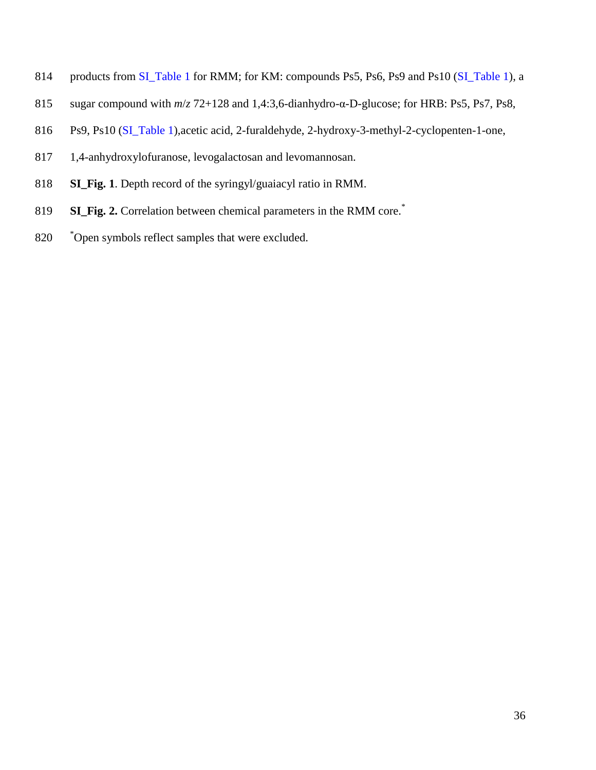products from SI_Table 1 for RMM; for KM: compounds Ps5, Ps6, Ps9 and Ps10 (SI_Table 1), a sugar compound with *m*/*z* 72+128 and 1,4:3,6-dianhydro-α-D-glucose; for HRB: Ps5, Ps7, Ps8, Ps9, Ps10 (SI_Table 1),acetic acid, 2-furaldehyde, 2-hydroxy-3-methyl-2-cyclopenten-1-one, 1,4-anhydroxylofuranose, levogalactosan and levomannosan.

**SI_Fig. 1**. Depth record of the syringyl/guaiacyl ratio in RMM.

**SI_Fig. 2.** Correlation between chemical parameters in the RMM core.*

*Open symbols reflect samples that were excluded.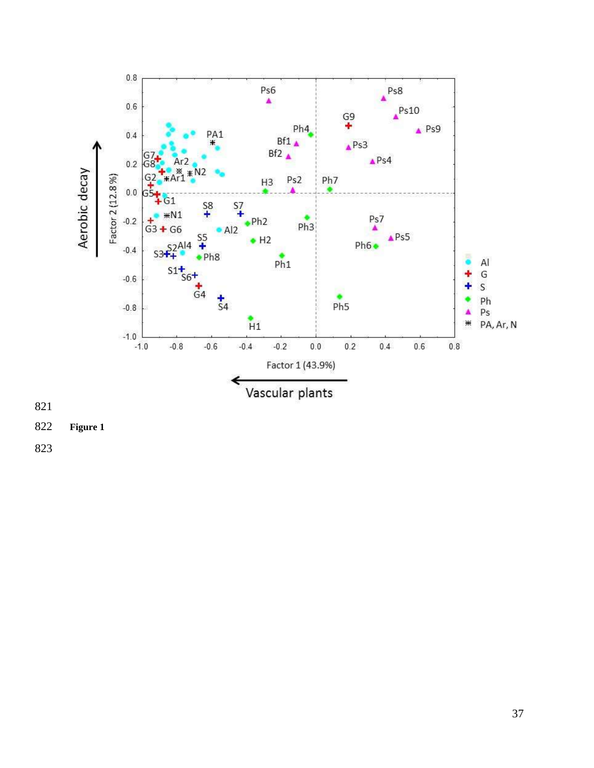**Figure 1**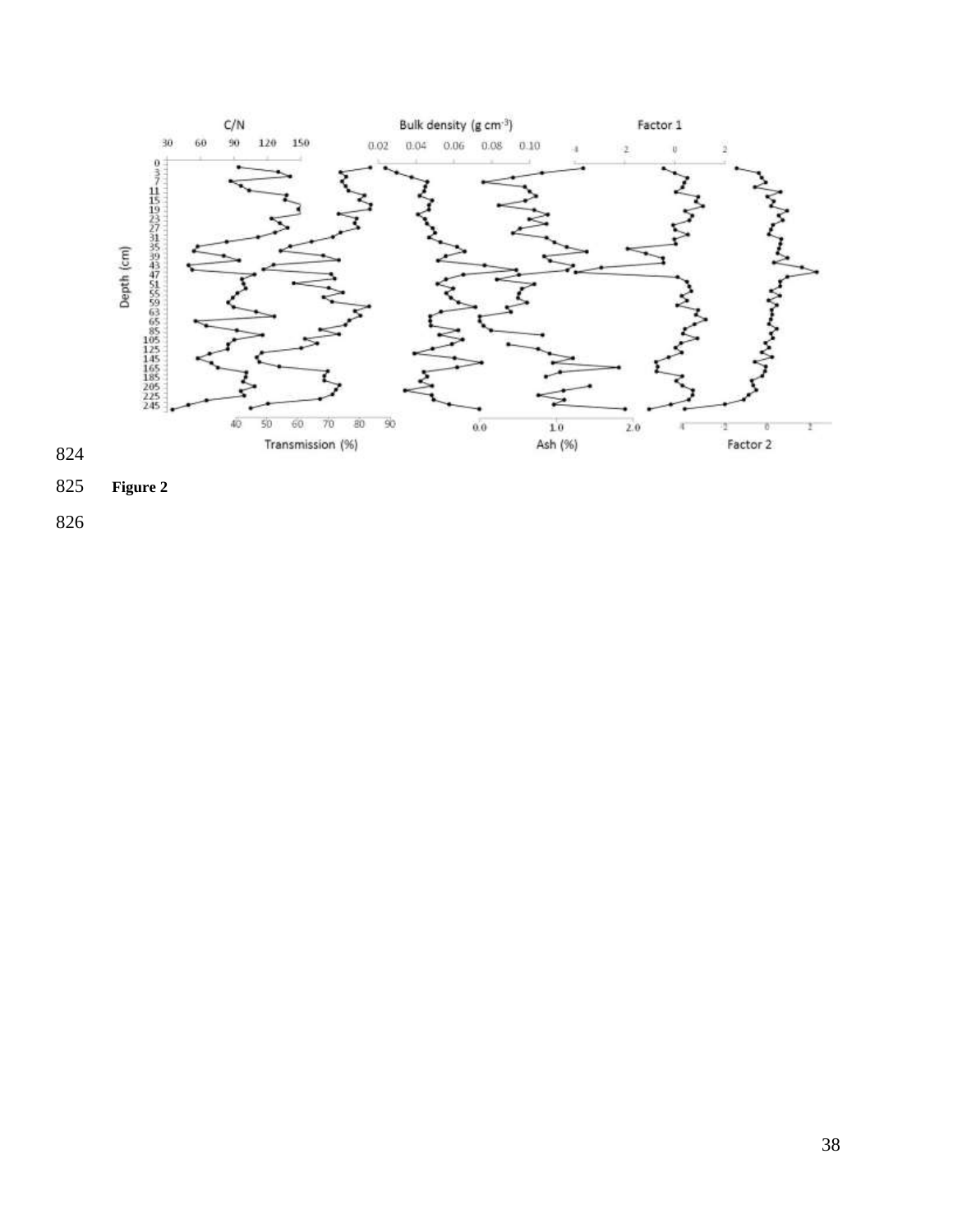Figure 2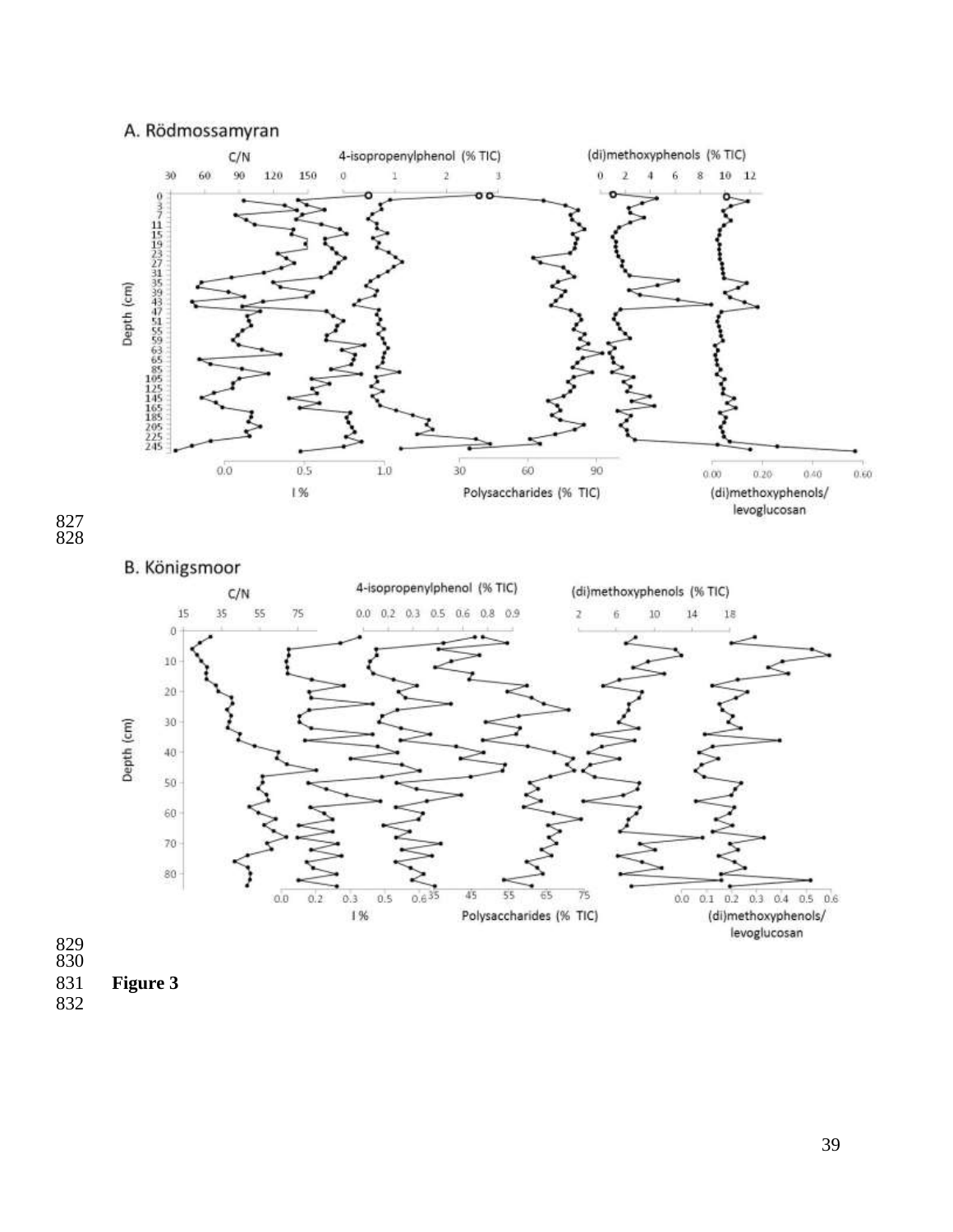Figure 3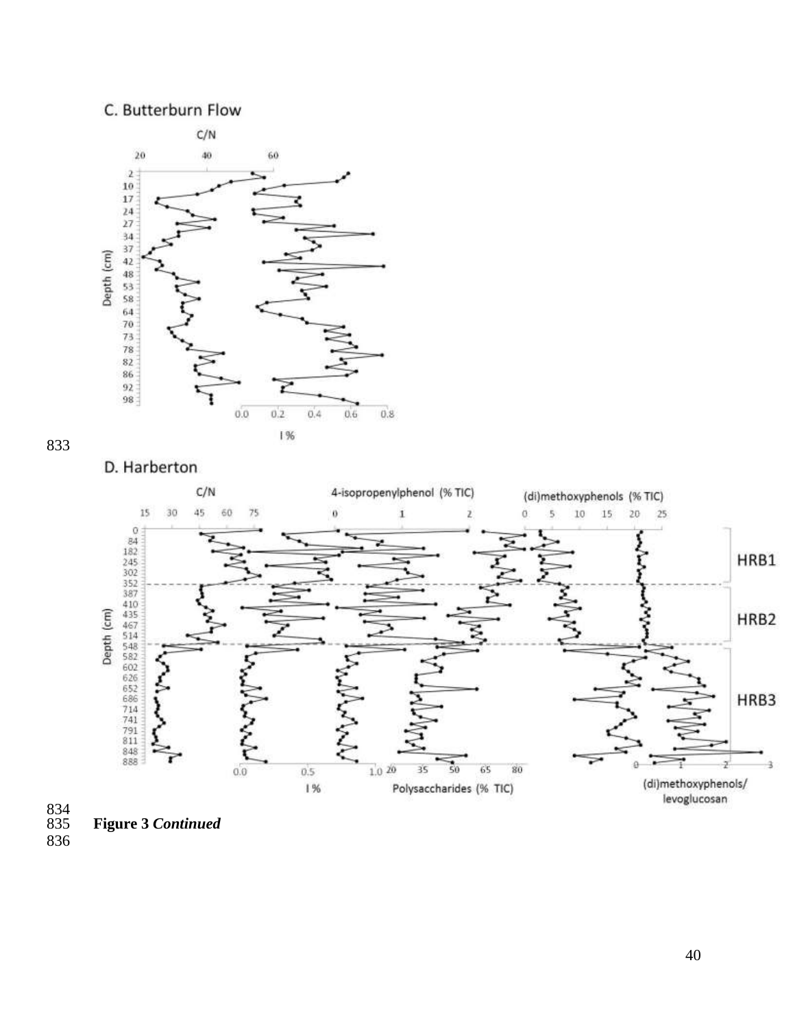C. Butterburn Flow

D. Harberton

**Figure 3 *Continued***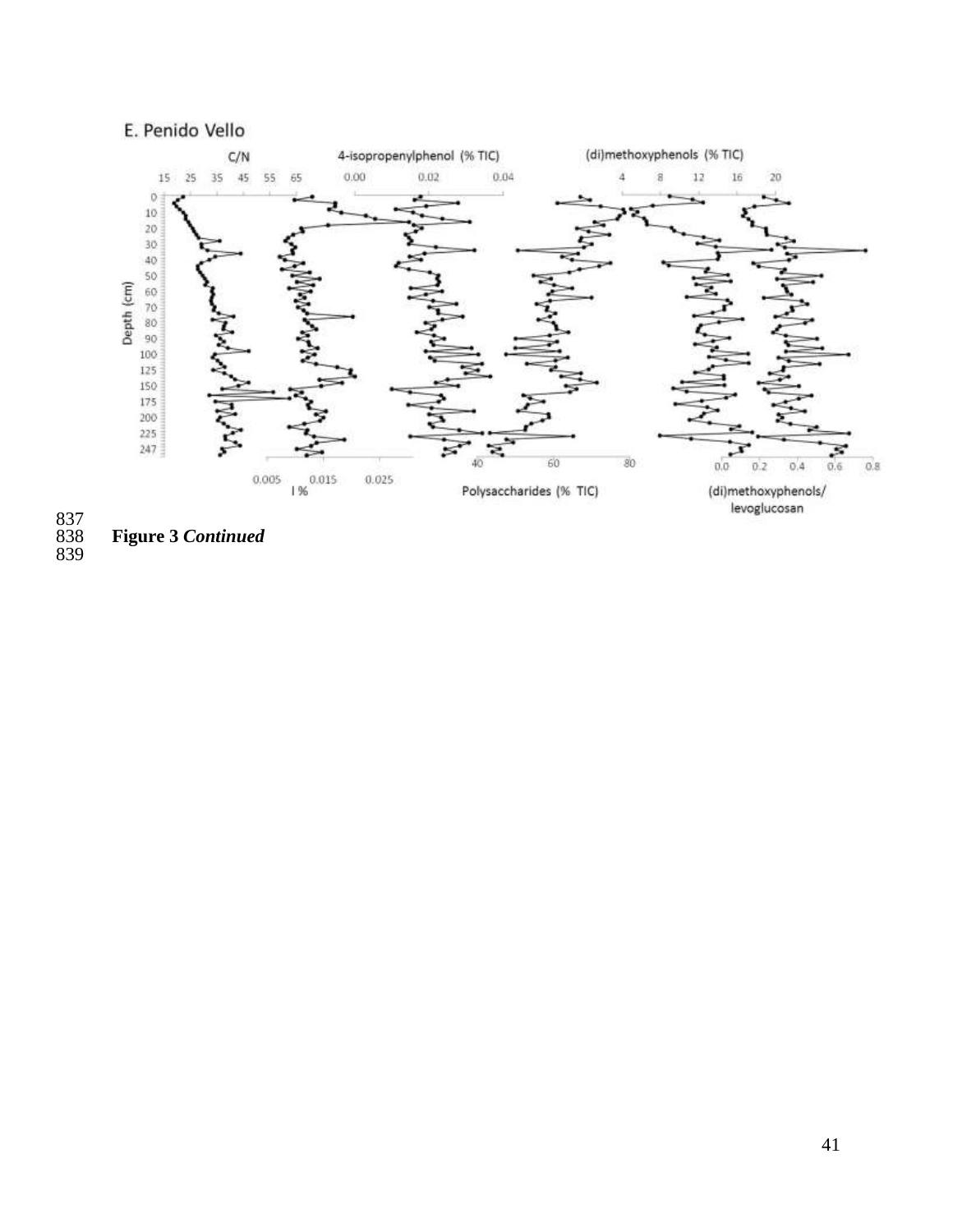E. Penido Vello

**Figure 3 *Continued***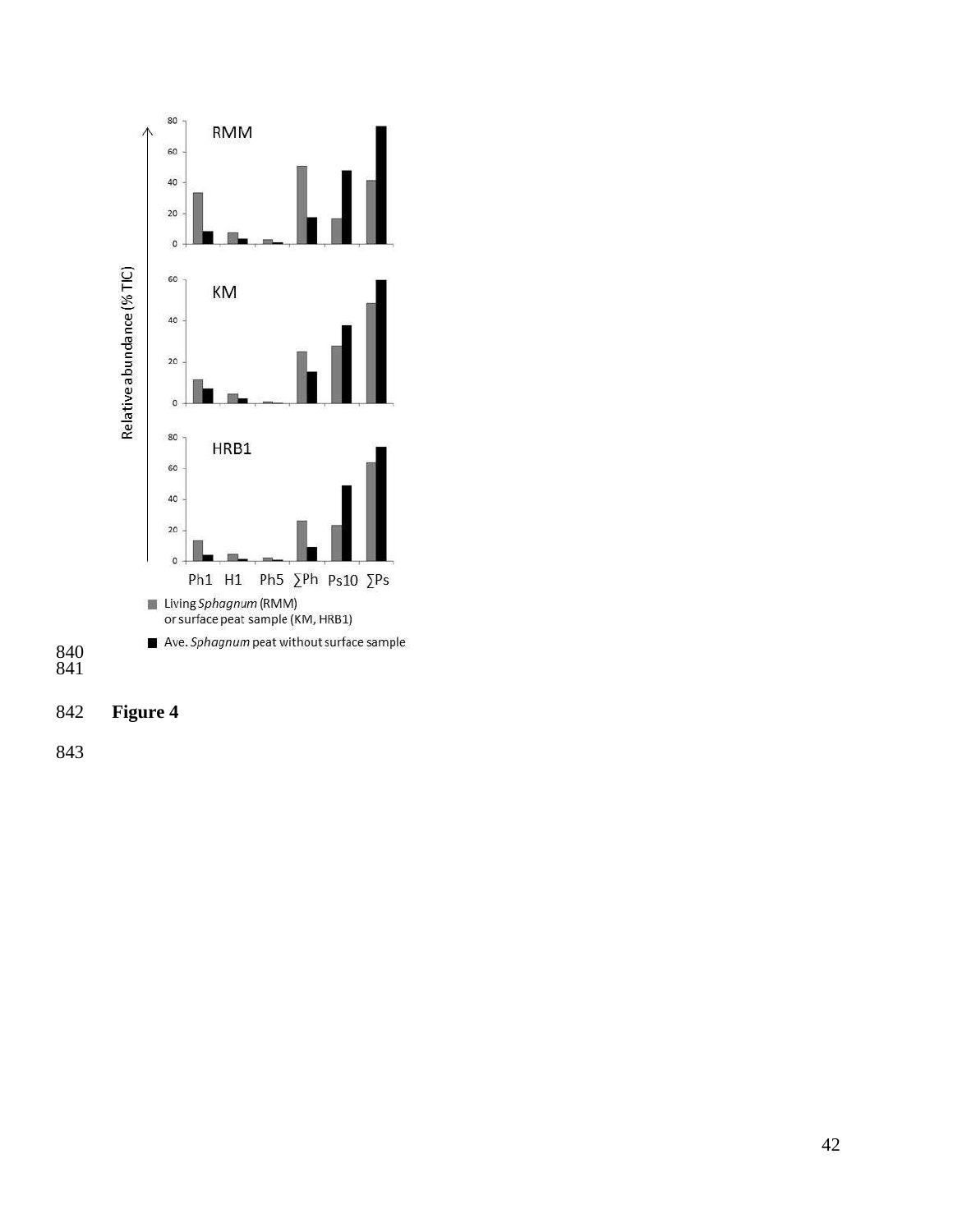**Figure 4**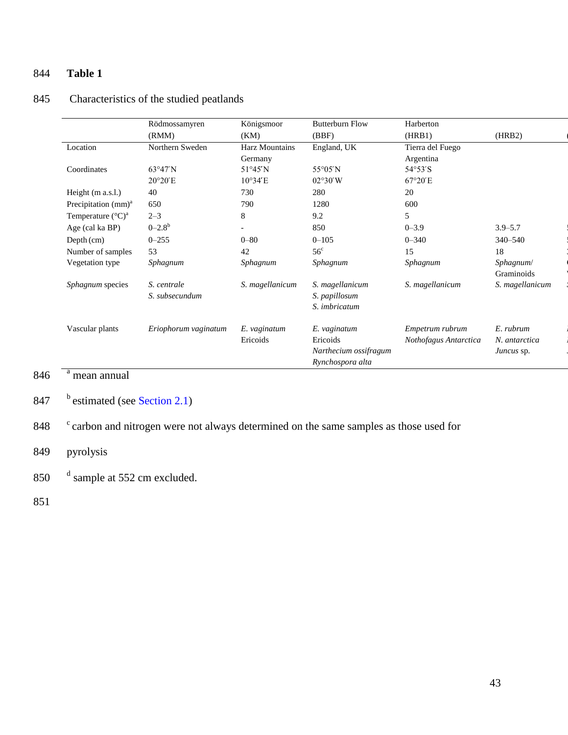**Table 1**

Characteristics of the studied peatlands

| | Rödmossamyren (RMM) | Königsmoor (KM) | Butterburn Flow (BBF) | Harberton (HRB1) | (HRB2) |
|---|---|---|---|---|---|
| Location | Northern Sweden | Harz Mountains Germany | England, UK | Tierra del Fuego Argentina | |
| Coordinates | 63°47′N 20°20′E | 51°45′N 10°34′E | 55°05′N 02°30′W | 54°53′S 67°20′E | |
| Height (m a.s.l.) | 40 | 730 | 280 | 20 | |
| Precipitation (mm)[a] | 650 | 790 | 1280 | 600 | |
| Temperature (°C)[a] | 2–3 | 8 | 9.2 | 5 | |
| Age (cal ka BP) | 0–2.8[b] | - | 850 | 0–3.9 | 3.9–5.7 |
| Depth (cm) | 0–255 | 0–80 | 0–105 | 0–340 | 340–540 |
| Number of samples | 53 | 42 | 56[c] | 15 | 18 |
| Vegetation type | *Sphagnum* | *Sphagnum* | *Sphagnum* | *Sphagnum* | *Sphagnum*/ Graminoids |
| *Sphagnum* species | *S. centrale* *S. subsecundum* | *S. magellanicum* | *S. magellanicum* *S. papillosum* *S. imbricatum* | *S. magellanicum* | *S. magellanicum* |
| Vascular plants | *Eriophorum vaginatum* | *E. vaginatum* Ericoids | *E. vaginatum* Ericoids *Narthecium ossifragum* *Rynchospora alta* | *Empetrum rubrum* *Nothofagus Antarctica* | *E. rubrum* *N. antarctica* *Juncus* sp. |

[a] mean annual

[b] estimated (see Section 2.1)

[c] carbon and nitrogen were not always determined on the same samples as those used for pyrolysis

[d] sample at 552 cm excluded.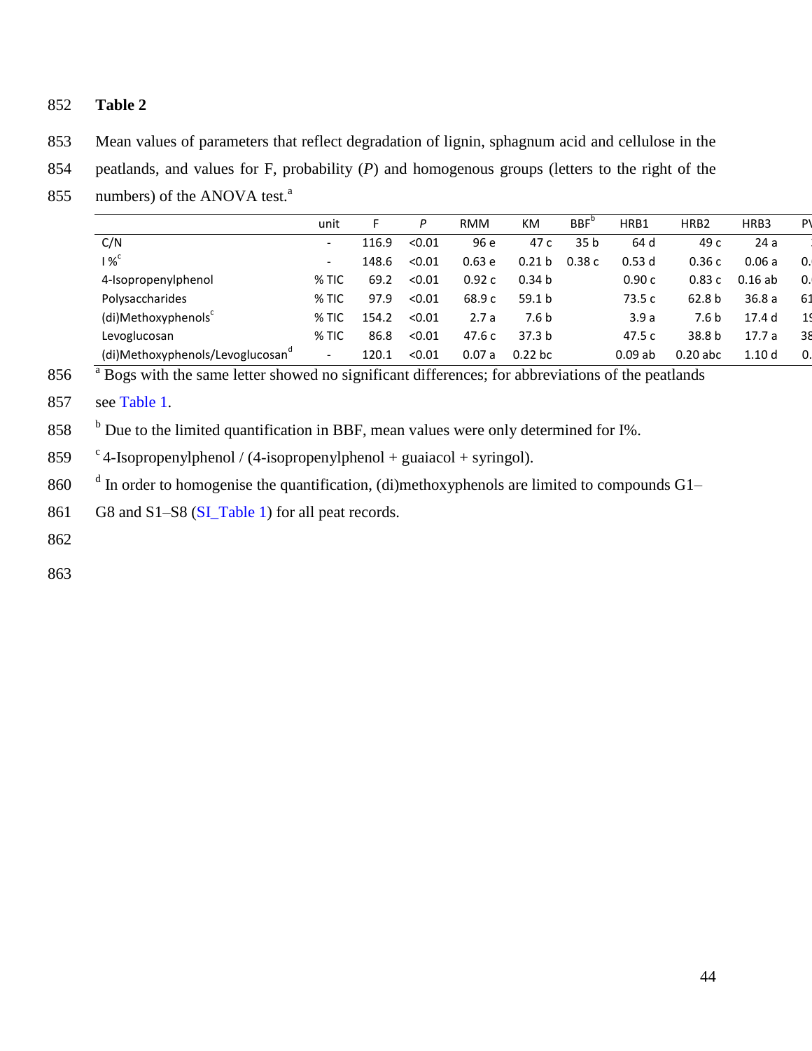**Table 2**

Mean values of parameters that reflect degradation of lignin, sphagnum acid and cellulose in the peatlands, and values for F, probability (*P*) and homogenous groups (letters to the right of the numbers) of the ANOVA test.[a]

| | unit | F | *P* | RMM | KM | BBF[b] | HRB1 | HRB2 | HRB3 | P\ |
|---|---|---|---|---|---|---|---|---|---|---|
| C/N | - | 116.9 | <0.01 | 96 e | 47 c | 35 b | 64 d | 49 c | 24 a | : |
| I %[c] | - | 148.6 | <0.01 | 0.63 e | 0.21 b | 0.38 c | 0.53 d | 0.36 c | 0.06 a | 0. |
| 4-Isopropenylphenol | % TIC | 69.2 | <0.01 | 0.92 c | 0.34 b | | 0.90 c | 0.83 c | 0.16 ab | 0. |
| Polysaccharides | % TIC | 97.9 | <0.01 | 68.9 c | 59.1 b | | 73.5 c | 62.8 b | 36.8 a | 61 |
| (di)Methoxyphenols[c] | % TIC | 154.2 | <0.01 | 2.7 a | 7.6 b | | 3.9 a | 7.6 b | 17.4 d | 19 |
| Levoglucosan | % TIC | 86.8 | <0.01 | 47.6 c | 37.3 b | | 47.5 c | 38.8 b | 17.7 a | 38 |
| (di)Methoxyphenols/Levoglucosan[d] | - | 120.1 | <0.01 | 0.07 a | 0.22 bc | | 0.09 ab | 0.20 abc | 1.10 d | 0. |

[a] Bogs with the same letter showed no significant differences; for abbreviations of the peatlands see Table 1.

[b] Due to the limited quantification in BBF, mean values were only determined for I%.

[c] 4-Isopropenylphenol / (4-isopropenylphenol + guaiacol + syringol).

[d] In order to homogenise the quantification, (di)methoxyphenols are limited to compounds G1–G8 and S1–S8 (SI_Table 1) for all peat records.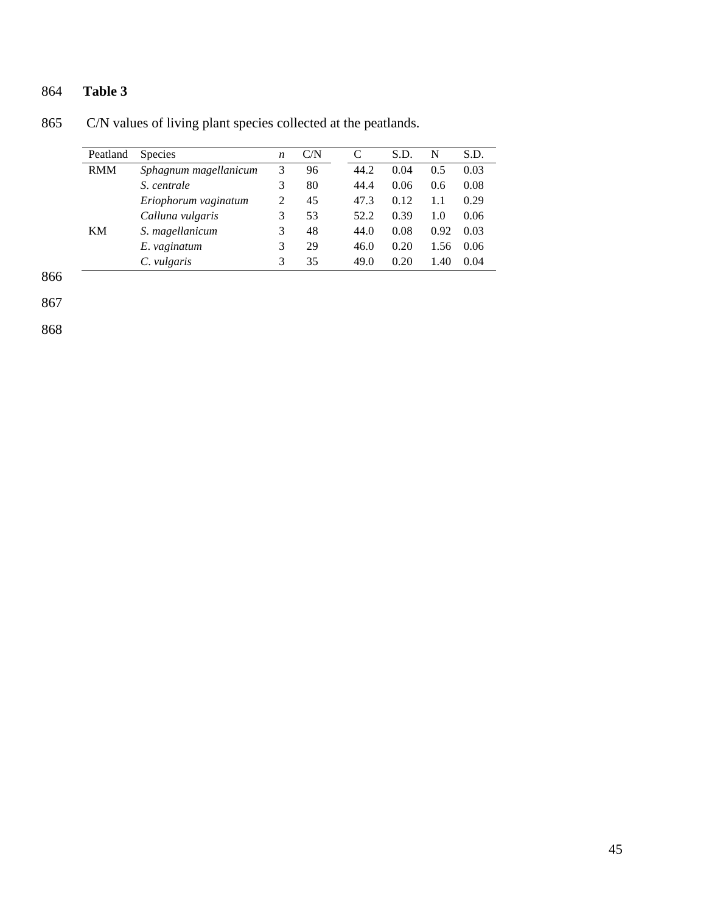**Table 3**

C/N values of living plant species collected at the peatlands.

| Peatland | Species | *n* | C/N | C | S.D. | N | S.D. |
|---|---|---|---|---|---|---|---|
| RMM | *Sphagnum magellanicum* | 3 | 96 | 44.2 | 0.04 | 0.5 | 0.03 |
| | *S. centrale* | 3 | 80 | 44.4 | 0.06 | 0.6 | 0.08 |
| | *Eriophorum vaginatum* | 2 | 45 | 47.3 | 0.12 | 1.1 | 0.29 |
| | *Calluna vulgaris* | 3 | 53 | 52.2 | 0.39 | 1.0 | 0.06 |
| KM | *S. magellanicum* | 3 | 48 | 44.0 | 0.08 | 0.92 | 0.03 |
| | *E. vaginatum* | 3 | 29 | 46.0 | 0.20 | 1.56 | 0.06 |
| | *C. vulgaris* | 3 | 35 | 49.0 | 0.20 | 1.40 | 0.04 |